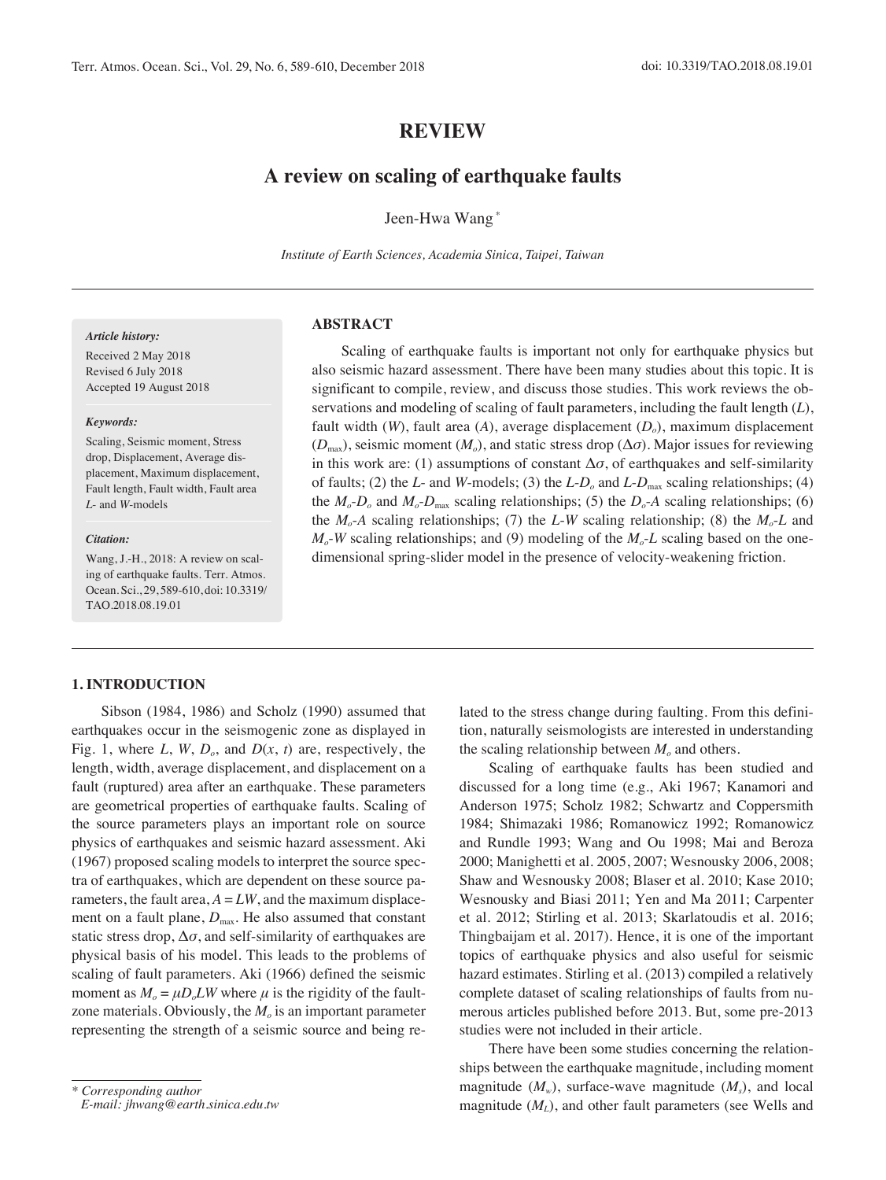REVIEW

# A review on scaling of earthquake faults

Jeen-Hwa Wang[*]

*Institute of Earth Sciences, Academia Sinica, Taipei, Taiwan*

---

*Article history:*

Received 2 May 2018
Revised 6 July 2018
Accepted 19 August 2018

*Keywords:*

Scaling, Seismic moment, Stress drop, Displacement, Average displacement, Maximum displacement, Fault length, Fault width, Fault area *L*- and *W*-models

*Citation:*

Wang, J.-H., 2018: A review on scaling of earthquake faults. Terr. Atmos. Ocean. Sci., 29, 589-610, doi: 10.3319/TAO.2018.08.19.01

## ABSTRACT

Scaling of earthquake faults is important not only for earthquake physics but also seismic hazard assessment. There have been many studies about this topic. It is significant to compile, review, and discuss those studies. This work reviews the observations and modeling of scaling of fault parameters, including the fault length ($L$), fault width ($W$), fault area ($A$), average displacement ($D_o$), maximum displacement ($D_{max}$), seismic moment ($M_o$), and static stress drop ($\Delta\sigma$). Major issues for reviewing in this work are: (1) assumptions of constant $\Delta\sigma$, of earthquakes and self-similarity of faults; (2) the $L$- and $W$-models; (3) the $L$-$D_o$ and $L$-$D_{max}$ scaling relationships; (4) the $M_o$-$D_o$ and $M_o$-$D_{max}$ scaling relationships; (5) the $D_o$-$A$ scaling relationships; (6) the $M_o$-$A$ scaling relationships; (7) the $L$-$W$ scaling relationship; (8) the $M_o$-$L$ and $M_o$-$W$ scaling relationships; and (9) modeling of the $M_o$-$L$ scaling based on the one-dimensional spring-slider model in the presence of velocity-weakening friction.

---

## 1. INTRODUCTION

Sibson (1984, 1986) and Scholz (1990) assumed that earthquakes occur in the seismogenic zone as displayed in Fig. 1, where $L$, $W$, $D_o$, and $D(x, t)$ are, respectively, the length, width, average displacement, and displacement on a fault (ruptured) area after an earthquake. These parameters are geometrical properties of earthquake faults. Scaling of the source parameters plays an important role on source physics of earthquakes and seismic hazard assessment. Aki (1967) proposed scaling models to interpret the source spectra of earthquakes, which are dependent on these source parameters, the fault area, $A = LW$, and the maximum displacement on a fault plane, $D_{max}$. He also assumed that constant static stress drop, $\Delta\sigma$, and self-similarity of earthquakes are physical basis of his model. This leads to the problems of scaling of fault parameters. Aki (1966) defined the seismic moment as $M_o = \mu D_o LW$ where $\mu$ is the rigidity of the fault-zone materials. Obviously, the $M_o$ is an important parameter representing the strength of a seismic source and being related to the stress change during faulting. From this definition, naturally seismologists are interested in understanding the scaling relationship between $M_o$ and others.

Scaling of earthquake faults has been studied and discussed for a long time (e.g., Aki 1967; Kanamori and Anderson 1975; Scholz 1982; Schwartz and Coppersmith 1984; Shimazaki 1986; Romanowicz 1992; Romanowicz and Rundle 1993; Wang and Ou 1998; Mai and Beroza 2000; Manighetti et al. 2005, 2007; Wesnousky 2006, 2008; Shaw and Wesnousky 2008; Blaser et al. 2010; Kase 2010; Wesnousky and Biasi 2011; Yen and Ma 2011; Carpenter et al. 2012; Stirling et al. 2013; Skarlatoudis et al. 2016; Thingbaijam et al. 2017). Hence, it is one of the important topics of earthquake physics and also useful for seismic hazard estimates. Stirling et al. (2013) compiled a relatively complete dataset of scaling relationships of faults from numerous articles published before 2013. But, some pre-2013 studies were not included in their article.

There have been some studies concerning the relationships between the earthquake magnitude, including moment magnitude ($M_w$), surface-wave magnitude ($M_s$), and local magnitude ($M_L$), and other fault parameters (see Wells and

---

[*] *Corresponding author*
*E-mail: jhwang@earth.sinica.edu.tw*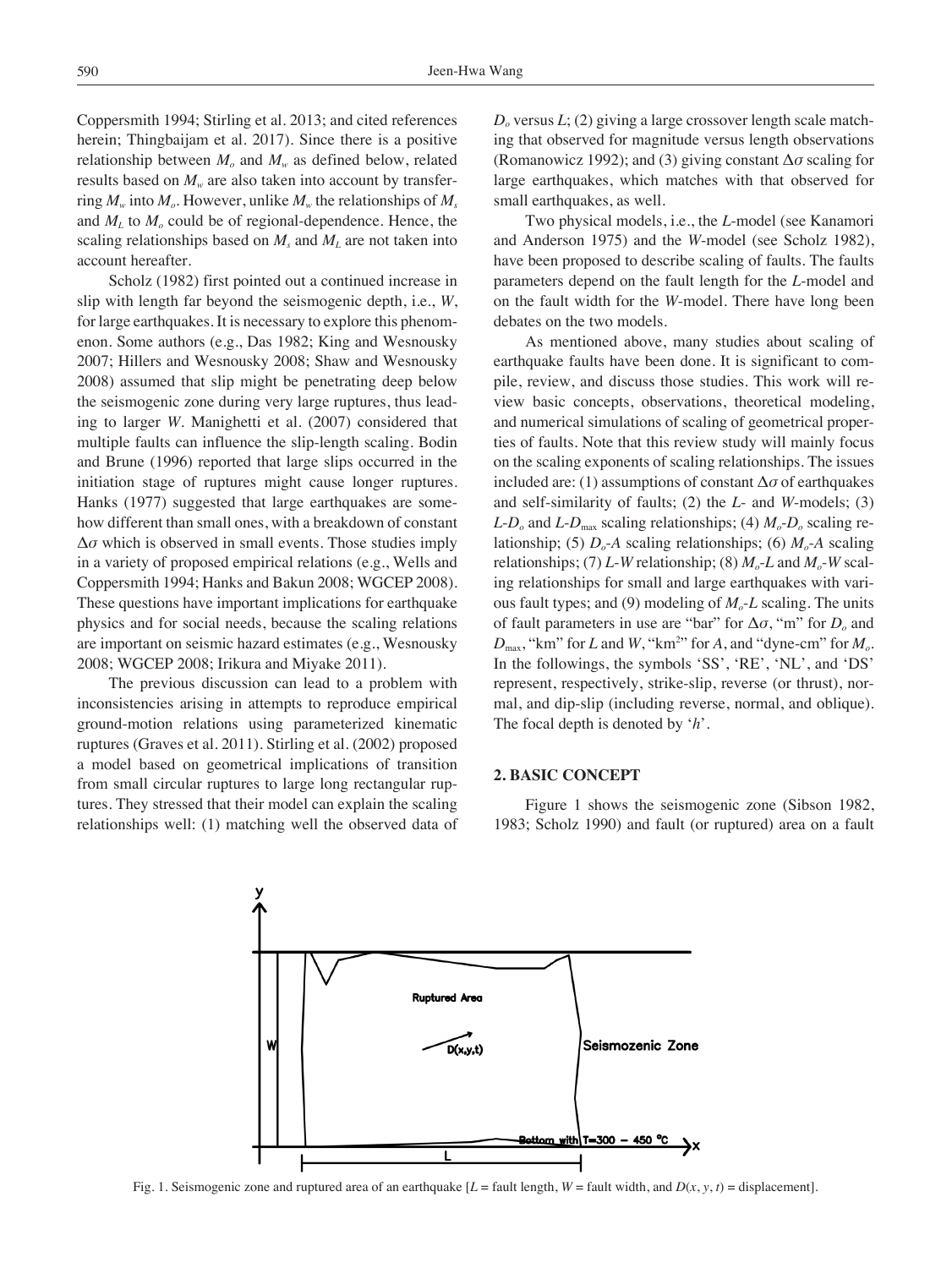Coppersmith 1994; Stirling et al. 2013; and cited references herein; Thingbaijam et al. 2017). Since there is a positive relationship between $M_o$ and $M_w$ as defined below, related results based on $M_w$ are also taken into account by transferring $M_w$ into $M_o$. However, unlike $M_w$ the relationships of $M_s$ and $M_L$ to $M_o$ could be of regional-dependence. Hence, the scaling relationships based on $M_s$ and $M_L$ are not taken into account hereafter.

Scholz (1982) first pointed out a continued increase in slip with length far beyond the seismogenic depth, i.e., $W$, for large earthquakes. It is necessary to explore this phenomenon. Some authors (e.g., Das 1982; King and Wesnousky 2007; Hillers and Wesnousky 2008; Shaw and Wesnousky 2008) assumed that slip might be penetrating deep below the seismogenic zone during very large ruptures, thus leading to larger $W$. Manighetti et al. (2007) considered that multiple faults can influence the slip-length scaling. Bodin and Brune (1996) reported that large slips occurred in the initiation stage of ruptures might cause longer ruptures. Hanks (1977) suggested that large earthquakes are somehow different than small ones, with a breakdown of constant $\Delta\sigma$ which is observed in small events. Those studies imply in a variety of proposed empirical relations (e.g., Wells and Coppersmith 1994; Hanks and Bakun 2008; WGCEP 2008). These questions have important implications for earthquake physics and for social needs, because the scaling relations are important on seismic hazard estimates (e.g., Wesnousky 2008; WGCEP 2008; Irikura and Miyake 2011).

The previous discussion can lead to a problem with inconsistencies arising in attempts to reproduce empirical ground-motion relations using parameterized kinematic ruptures (Graves et al. 2011). Stirling et al. (2002) proposed a model based on geometrical implications of transition from small circular ruptures to large long rectangular ruptures. They stressed that their model can explain the scaling relationships well: (1) matching well the observed data of $D_o$ versus $L$; (2) giving a large crossover length scale matching that observed for magnitude versus length observations (Romanowicz 1992); and (3) giving constant $\Delta\sigma$ scaling for large earthquakes, which matches with that observed for small earthquakes, as well.

Two physical models, i.e., the $L$-model (see Kanamori and Anderson 1975) and the $W$-model (see Scholz 1982), have been proposed to describe scaling of faults. The faults parameters depend on the fault length for the $L$-model and on the fault width for the $W$-model. There have long been debates on the two models.

As mentioned above, many studies about scaling of earthquake faults have been done. It is significant to compile, review, and discuss those studies. This work will review basic concepts, observations, theoretical modeling, and numerical simulations of scaling of geometrical properties of faults. Note that this review study will mainly focus on the scaling exponents of scaling relationships. The issues included are: (1) assumptions of constant $\Delta\sigma$ of earthquakes and self-similarity of faults; (2) the $L$- and $W$-models; (3) $L$-$D_o$ and $L$-$D_{max}$ scaling relationships; (4) $M_o$-$D_o$ scaling relationship; (5) $D_o$-$A$ scaling relationships; (6) $M_o$-$A$ scaling relationships; (7) $L$-$W$ relationship; (8) $M_o$-$L$ and $M_o$-$W$ scaling relationships for small and large earthquakes with various fault types; and (9) modeling of $M_o$-$L$ scaling. The units of fault parameters in use are "bar" for $\Delta\sigma$, "m" for $D_o$ and $D_{max}$, "km" for $L$ and $W$, "km$^2$" for $A$, and "dyne-cm" for $M_o$. In the followings, the symbols 'SS', 'RE', 'NL', and 'DS' represent, respectively, strike-slip, reverse (or thrust), normal, and dip-slip (including reverse, normal, and oblique). The focal depth is denoted by '$h$'.

## 2. BASIC CONCEPT

Figure 1 shows the seismogenic zone (Sibson 1982, 1983; Scholz 1990) and fault (or ruptured) area on a fault

Fig. 1. Seismogenic zone and ruptured area of an earthquake [$L$ = fault length, $W$ = fault width, and $D(x, y, t)$ = displacement].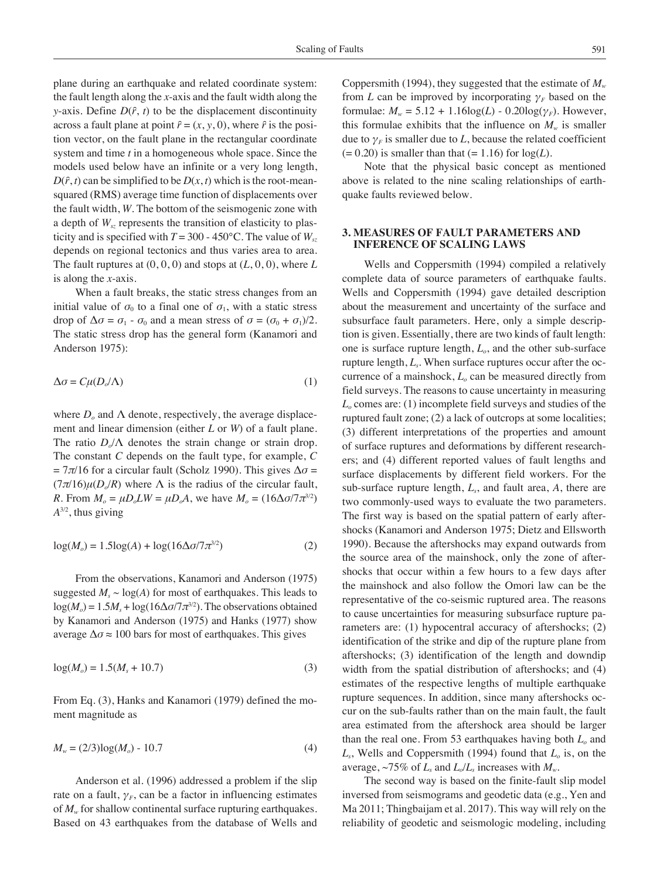plane during an earthquake and related coordinate system: the fault length along the $x$-axis and the fault width along the $y$-axis. Define $D(\hat{r}, t)$ to be the displacement discontinuity across a fault plane at point $\hat{r} = (x, y, 0)$, where $\hat{r}$ is the position vector, on the fault plane in the rectangular coordinate system and time $t$ in a homogeneous whole space. Since the models used below have an infinite or a very long length, $D(\hat{r}, t)$ can be simplified to be $D(x, t)$ which is the root-mean-squared (RMS) average time function of displacements over the fault width, $W$. The bottom of the seismogenic zone with a depth of $W_{sz}$ represents the transition of elasticity to plasticity and is specified with $T = 300$ - $450°C$. The value of $W_{sz}$ depends on regional tectonics and thus varies area to area. The fault ruptures at $(0, 0, 0)$ and stops at $(L, 0, 0)$, where $L$ is along the $x$-axis.

When a fault breaks, the static stress changes from an initial value of $\sigma_0$ to a final one of $\sigma_1$, with a static stress drop of $\Delta\sigma = \sigma_1 - \sigma_0$ and a mean stress of $\sigma = (\sigma_0 + \sigma_1)/2$. The static stress drop has the general form (Kanamori and Anderson 1975):

$$\Delta\sigma = C\mu(D_o/\Lambda) \tag{1}$$

where $D_o$ and $\Lambda$ denote, respectively, the average displacement and linear dimension (either $L$ or $W$) of a fault plane. The ratio $D_o/\Lambda$ denotes the strain change or strain drop. The constant $C$ depends on the fault type, for example, $C = 7\pi/16$ for a circular fault (Scholz 1990). This gives $\Delta\sigma = (7\pi/16)\mu(D_o/R)$ where $\Lambda$ is the radius of the circular fault, $R$. From $M_o = \mu D_o LW = \mu D_o A$, we have $M_o = (16\Delta\sigma/7\pi^{3/2}) A^{3/2}$, thus giving

$$\log(M_o) = 1.5\log(A) + \log(16\Delta\sigma/7\pi^{3/2}) \tag{2}$$

From the observations, Kanamori and Anderson (1975) suggested $M_s \sim \log(A)$ for most of earthquakes. This leads to $\log(M_o) = 1.5M_s + \log(16\Delta\sigma/7\pi^{3/2})$. The observations obtained by Kanamori and Anderson (1975) and Hanks (1977) show average $\Delta\sigma \approx 100$ bars for most of earthquakes. This gives

$$\log(M_o) = 1.5(M_s + 10.7) \tag{3}$$

From Eq. (3), Hanks and Kanamori (1979) defined the moment magnitude as

$$M_w = (2/3)\log(M_o) - 10.7 \tag{4}$$

Anderson et al. (1996) addressed a problem if the slip rate on a fault, $\gamma_F$, can be a factor in influencing estimates of $M_w$ for shallow continental surface rupturing earthquakes. Based on 43 earthquakes from the database of Wells and Coppersmith (1994), they suggested that the estimate of $M_w$ from $L$ can be improved by incorporating $\gamma_F$ based on the formulae: $M_w = 5.12 + 1.16\log(L) - 0.20\log(\gamma_F)$. However, this formulae exhibits that the influence on $M_w$ is smaller due to $\gamma_F$ is smaller due to $L$, because the related coefficient $(= 0.20)$ is smaller than that $(= 1.16)$ for $\log(L)$.

Note that the physical basic concept as mentioned above is related to the nine scaling relationships of earthquake faults reviewed below.

## 3. MEASURES OF FAULT PARAMETERS AND INFERENCE OF SCALING LAWS

Wells and Coppersmith (1994) compiled a relatively complete data of source parameters of earthquake faults. Wells and Coppersmith (1994) gave detailed description about the measurement and uncertainty of the surface and subsurface fault parameters. Here, only a simple description is given. Essentially, there are two kinds of fault length: one is surface rupture length, $L_o$, and the other sub-surface rupture length, $L_s$. When surface ruptures occur after the occurrence of a mainshock, $L_o$ can be measured directly from field surveys. The reasons to cause uncertainty in measuring $L_o$ comes are: (1) incomplete field surveys and studies of the ruptured fault zone; (2) a lack of outcrops at some localities; (3) different interpretations of the properties and amount of surface ruptures and deformations by different researchers; and (4) different reported values of fault lengths and surface displacements by different field workers. For the sub-surface rupture length, $L_s$, and fault area, $A$, there are two commonly-used ways to evaluate the two parameters. The first way is based on the spatial pattern of early aftershocks (Kanamori and Anderson 1975; Dietz and Ellsworth 1990). Because the aftershocks may expand outwards from the source area of the mainshock, only the zone of aftershocks that occur within a few hours to a few days after the mainshock and also follow the Omori law can be the representative of the co-seismic ruptured area. The reasons to cause uncertainties for measuring subsurface rupture parameters are: (1) hypocentral accuracy of aftershocks; (2) identification of the strike and dip of the rupture plane from aftershocks; (3) identification of the length and downdip width from the spatial distribution of aftershocks; and (4) estimates of the respective lengths of multiple earthquake rupture sequences. In addition, since many aftershocks occur on the sub-faults rather than on the main fault, the fault area estimated from the aftershock area should be larger than the real one. From 53 earthquakes having both $L_o$ and $L_s$, Wells and Coppersmith (1994) found that $L_o$ is, on the average, ~75% of $L_s$ and $L_o/L_s$ increases with $M_w$.

The second way is based on the finite-fault slip model inversed from seismograms and geodetic data (e.g., Yen and Ma 2011; Thingbaijam et al. 2017). This way will rely on the reliability of geodetic and seismologic modeling, including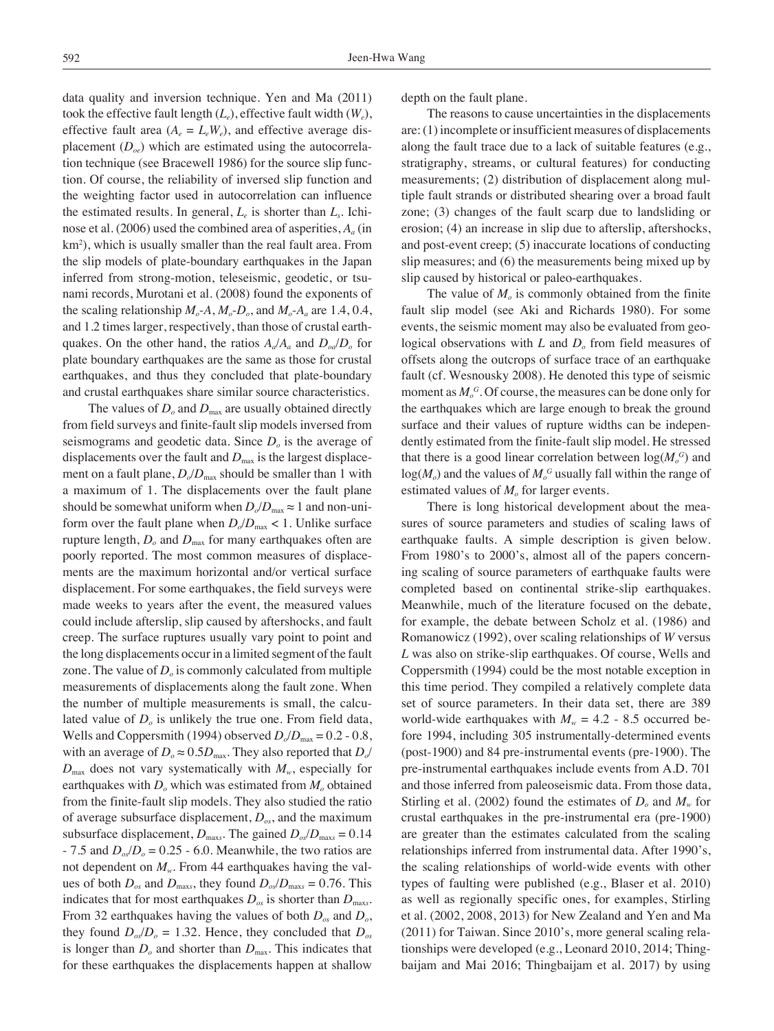data quality and inversion technique. Yen and Ma (2011) took the effective fault length ($L_e$), effective fault width ($W_e$), effective fault area ($A_e = L_eW_e$), and effective average displacement ($D_{oe}$) which are estimated using the autocorrelation technique (see Bracewell 1986) for the source slip function. Of course, the reliability of inversed slip function and the weighting factor used in autocorrelation can influence the estimated results. In general, $L_e$ is shorter than $L_s$. Ichinose et al. (2006) used the combined area of asperities, $A_a$ (in km$^2$), which is usually smaller than the real fault area. From the slip models of plate-boundary earthquakes in the Japan inferred from strong-motion, teleseismic, geodetic, or tsunami records, Murotani et al. (2008) found the exponents of the scaling relationship $M_o$-$A$, $M_o$-$D_o$, and $M_o$-$A_a$ are 1.4, 0.4, and 1.2 times larger, respectively, than those of crustal earthquakes. On the other hand, the ratios $A_a/A_a$ and $D_{oa}/D_o$ for plate boundary earthquakes are the same as those for crustal earthquakes, and thus they concluded that plate-boundary and crustal earthquakes share similar source characteristics.

The values of $D_o$ and $D_{\max}$ are usually obtained directly from field surveys and finite-fault slip models inversed from seismograms and geodetic data. Since $D_o$ is the average of displacements over the fault and $D_{\max}$ is the largest displacement on a fault plane, $D_o/D_{\max}$ should be smaller than 1 with a maximum of 1. The displacements over the fault plane should be somewhat uniform when $D_o/D_{\max} \approx 1$ and non-uniform over the fault plane when $D_o/D_{\max} < 1$. Unlike surface rupture length, $D_o$ and $D_{\max}$ for many earthquakes often are poorly reported. The most common measures of displacements are the maximum horizontal and/or vertical surface displacement. For some earthquakes, the field surveys were made weeks to years after the event, the measured values could include afterslip, slip caused by aftershocks, and fault creep. The surface ruptures usually vary point to point and the long displacements occur in a limited segment of the fault zone. The value of $D_o$ is commonly calculated from multiple measurements of displacements along the fault zone. When the number of multiple measurements is small, the calculated value of $D_o$ is unlikely the true one. From field data, Wells and Coppersmith (1994) observed $D_o/D_{\max} = 0.2$ - $0.8$, with an average of $D_o \approx 0.5D_{\max}$. They also reported that $D_o/D_{\max}$ does not vary systematically with $M_w$, especially for earthquakes with $D_o$ which was estimated from $M_o$ obtained from the finite-fault slip models. They also studied the ratio of average subsurface displacement, $D_{os}$, and the maximum subsurface displacement, $D_{\max s}$. The gained $D_{os}/D_{\max s} = 0.14$ - $7.5$ and $D_{os}/D_o = 0.25$ - $6.0$. Meanwhile, the two ratios are not dependent on $M_w$. From 44 earthquakes having the values of both $D_{os}$ and $D_{\max s}$, they found $D_{os}/D_{\max s} = 0.76$. This indicates that for most earthquakes $D_{os}$ is shorter than $D_{\max s}$. From 32 earthquakes having the values of both $D_{os}$ and $D_o$, they found $D_{os}/D_o = 1.32$. Hence, they concluded that $D_{os}$ is longer than $D_o$ and shorter than $D_{\max}$. This indicates that for these earthquakes the displacements happen at shallow depth on the fault plane.

The reasons to cause uncertainties in the displacements are: (1) incomplete or insufficient measures of displacements along the fault trace due to a lack of suitable features (e.g., stratigraphy, streams, or cultural features) for conducting measurements; (2) distribution of displacement along multiple fault strands or distributed shearing over a broad fault zone; (3) changes of the fault scarp due to landsliding or erosion; (4) an increase in slip due to afterslip, aftershocks, and post-event creep; (5) inaccurate locations of conducting slip measures; and (6) the measurements being mixed up by slip caused by historical or paleo-earthquakes.

The value of $M_o$ is commonly obtained from the finite fault slip model (see Aki and Richards 1980). For some events, the seismic moment may also be evaluated from geological observations with $L$ and $D_o$ from field measures of offsets along the outcrops of surface trace of an earthquake fault (cf. Wesnousky 2008). He denoted this type of seismic moment as $M_o^G$. Of course, the measures can be done only for the earthquakes which are large enough to break the ground surface and their values of rupture widths can be independently estimated from the finite-fault slip model. He stressed that there is a good linear correlation between $\log(M_o^G)$ and $\log(M_o)$ and the values of $M_o^G$ usually fall within the range of estimated values of $M_o$ for larger events.

There is long historical development about the measures of source parameters and studies of scaling laws of earthquake faults. A simple description is given below. From 1980's to 2000's, almost all of the papers concerning scaling of source parameters of earthquake faults were completed based on continental strike-slip earthquakes. Meanwhile, much of the literature focused on the debate, for example, the debate between Scholz et al. (1986) and Romanowicz (1992), over scaling relationships of $W$ versus $L$ was also on strike-slip earthquakes. Of course, Wells and Coppersmith (1994) could be the most notable exception in this time period. They compiled a relatively complete data set of source parameters. In their data set, there are 389 world-wide earthquakes with $M_w = 4.2$ - $8.5$ occurred before 1994, including 305 instrumentally-determined events (post-1900) and 84 pre-instrumental events (pre-1900). The pre-instrumental earthquakes include events from A.D. 701 and those inferred from paleoseismic data. From those data, Stirling et al. (2002) found the estimates of $D_o$ and $M_w$ for crustal earthquakes in the pre-instrumental era (pre-1900) are greater than the estimates calculated from the scaling relationships inferred from instrumental data. After 1990's, the scaling relationships of world-wide events with other types of faulting were published (e.g., Blaser et al. 2010) as well as regionally specific ones, for examples, Stirling et al. (2002, 2008, 2013) for New Zealand and Yen and Ma (2011) for Taiwan. Since 2010's, more general scaling relationships were developed (e.g., Leonard 2010, 2014; Thingbaijam and Mai 2016; Thingbaijam et al. 2017) by using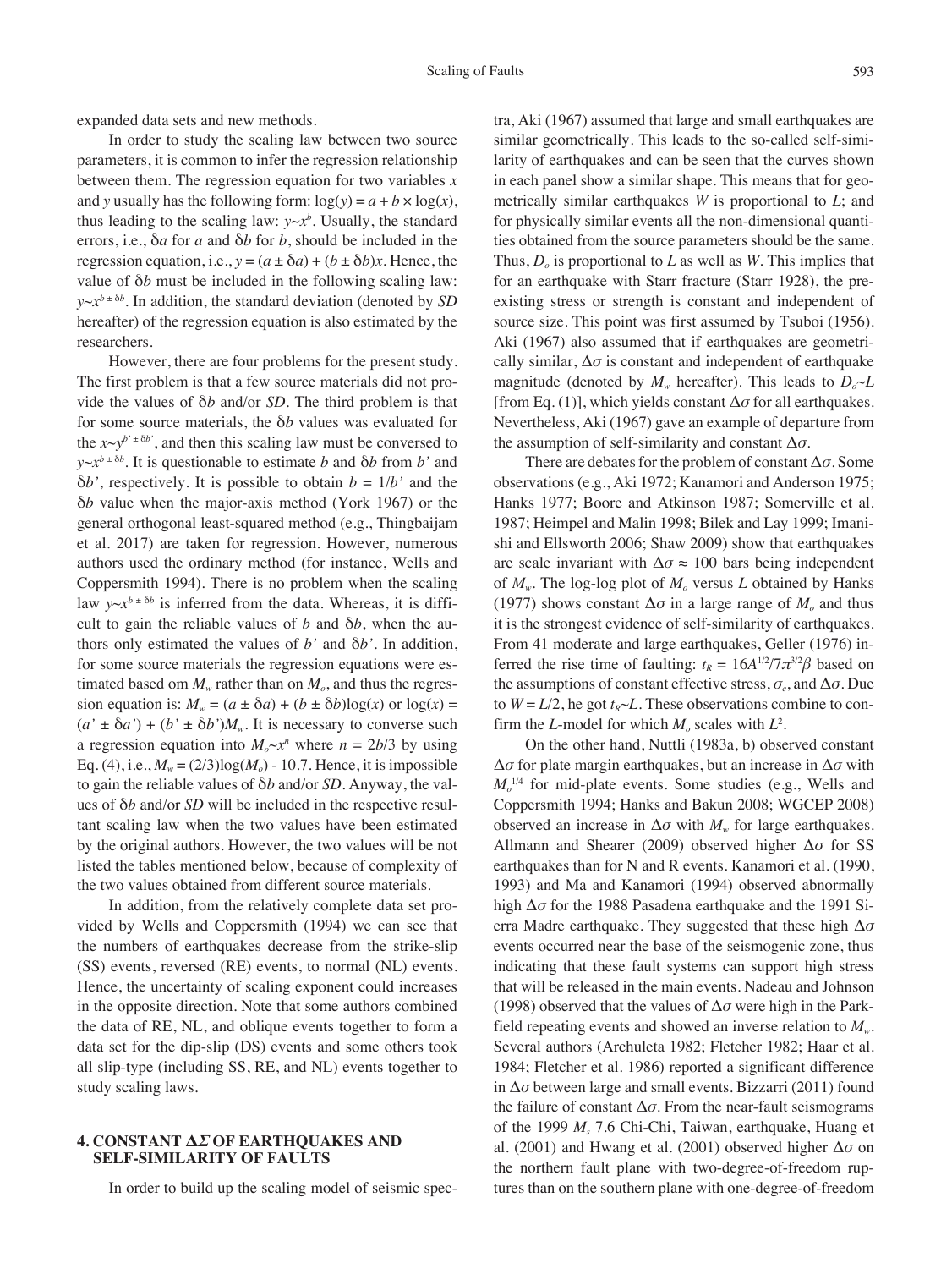expanded data sets and new methods.

In order to study the scaling law between two source parameters, it is common to infer the regression relationship between them. The regression equation for two variables $x$ and $y$ usually has the following form: $\log(y) = a + b \times \log(x)$, thus leading to the scaling law: $y \sim x^b$. Usually, the standard errors, i.e., $\delta a$ for $a$ and $\delta b$ for $b$, should be included in the regression equation, i.e., $y = (a \pm \delta a) + (b \pm \delta b)x$. Hence, the value of $\delta b$ must be included in the following scaling law: $y \sim x^{b \pm \delta b}$. In addition, the standard deviation (denoted by *SD* hereafter) of the regression equation is also estimated by the researchers.

However, there are four problems for the present study. The first problem is that a few source materials did not provide the values of $\delta b$ and/or *SD*. The third problem is that for some source materials, the $\delta b$ values was evaluated for the $x \sim y^{b' \pm \delta b'}$, and then this scaling law must be conversed to $y \sim x^{b \pm \delta b}$. It is questionable to estimate $b$ and $\delta b$ from $b'$ and $\delta b'$, respectively. It is possible to obtain $b = 1/b'$ and the $\delta b$ value when the major-axis method (York 1967) or the general orthogonal least-squared method (e.g., Thingbaijam et al. 2017) are taken for regression. However, numerous authors used the ordinary method (for instance, Wells and Coppersmith 1994). There is no problem when the scaling law $y \sim x^{b \pm \delta b}$ is inferred from the data. Whereas, it is difficult to gain the reliable values of $b$ and $\delta b$, when the authors only estimated the values of $b'$ and $\delta b'$. In addition, for some source materials the regression equations were estimated based om $M_w$ rather than on $M_o$, and thus the regression equation is: $M_w = (a \pm \delta a) + (b \pm \delta b)\log(x)$ or $\log(x) = (a' \pm \delta a') + (b' \pm \delta b')M_w$. It is necessary to converse such a regression equation into $M_o \sim x^n$ where $n = 2b/3$ by using Eq. (4), i.e., $M_w = (2/3)\log(M_o) - 10.7$. Hence, it is impossible to gain the reliable values of $\delta b$ and/or *SD*. Anyway, the values of $\delta b$ and/or *SD* will be included in the respective resultant scaling law when the two values have been estimated by the original authors. However, the two values will be not listed the tables mentioned below, because of complexity of the two values obtained from different source materials.

In addition, from the relatively complete data set provided by Wells and Coppersmith (1994) we can see that the numbers of earthquakes decrease from the strike-slip (SS) events, reversed (RE) events, to normal (NL) events. Hence, the uncertainty of scaling exponent could increases in the opposite direction. Note that some authors combined the data of RE, NL, and oblique events together to form a data set for the dip-slip (DS) events and some others took all slip-type (including SS, RE, and NL) events together to study scaling laws.

## 4. CONSTANT $\Delta\Sigma$ OF EARTHQUAKES AND SELF-SIMILARITY OF FAULTS

In order to build up the scaling model of seismic spectra, Aki (1967) assumed that large and small earthquakes are similar geometrically. This leads to the so-called self-similarity of earthquakes and can be seen that the curves shown in each panel show a similar shape. This means that for geometrically similar earthquakes $W$ is proportional to $L$; and for physically similar events all the non-dimensional quantities obtained from the source parameters should be the same. Thus, $D_o$ is proportional to $L$ as well as $W$. This implies that for an earthquake with Starr fracture (Starr 1928), the preexisting stress or strength is constant and independent of source size. This point was first assumed by Tsuboi (1956). Aki (1967) also assumed that if earthquakes are geometrically similar, $\Delta\sigma$ is constant and independent of earthquake magnitude (denoted by $M_w$ hereafter). This leads to $D_o \sim L$ [from Eq. (1)], which yields constant $\Delta\sigma$ for all earthquakes. Nevertheless, Aki (1967) gave an example of departure from the assumption of self-similarity and constant $\Delta\sigma$.

There are debates for the problem of constant $\Delta\sigma$. Some observations (e.g., Aki 1972; Kanamori and Anderson 1975; Hanks 1977; Boore and Atkinson 1987; Somerville et al. 1987; Heimpel and Malin 1998; Bilek and Lay 1999; Imanishi and Ellsworth 2006; Shaw 2009) show that earthquakes are scale invariant with $\Delta\sigma \approx 100$ bars being independent of $M_w$. The log-log plot of $M_o$ versus $L$ obtained by Hanks (1977) shows constant $\Delta\sigma$ in a large range of $M_o$ and thus it is the strongest evidence of self-similarity of earthquakes. From 41 moderate and large earthquakes, Geller (1976) inferred the rise time of faulting: $t_R = 16A^{1/2}/7\pi^{3/2}\beta$ based on the assumptions of constant effective stress, $\sigma_e$, and $\Delta\sigma$. Due to $W = L/2$, he got $t_R \sim L$. These observations combine to confirm the $L$-model for which $M_o$ scales with $L^2$.

On the other hand, Nuttli (1983a, b) observed constant $\Delta\sigma$ for plate margin earthquakes, but an increase in $\Delta\sigma$ with $M_o^{1/4}$ for mid-plate events. Some studies (e.g., Wells and Coppersmith 1994; Hanks and Bakun 2008; WGCEP 2008) observed an increase in $\Delta\sigma$ with $M_w$ for large earthquakes. Allmann and Shearer (2009) observed higher $\Delta\sigma$ for SS earthquakes than for N and R events. Kanamori et al. (1990, 1993) and Ma and Kanamori (1994) observed abnormally high $\Delta\sigma$ for the 1988 Pasadena earthquake and the 1991 Sierra Madre earthquake. They suggested that these high $\Delta\sigma$ events occurred near the base of the seismogenic zone, thus indicating that these fault systems can support high stress that will be released in the main events. Nadeau and Johnson (1998) observed that the values of $\Delta\sigma$ were high in the Parkfield repeating events and showed an inverse relation to $M_w$. Several authors (Archuleta 1982; Fletcher 1982; Haar et al. 1984; Fletcher et al. 1986) reported a significant difference in $\Delta\sigma$ between large and small events. Bizzarri (2011) found the failure of constant $\Delta\sigma$. From the near-fault seismograms of the 1999 $M_s$ 7.6 Chi-Chi, Taiwan, earthquake, Huang et al. (2001) and Hwang et al. (2001) observed higher $\Delta\sigma$ on the northern fault plane with two-degree-of-freedom ruptures than on the southern plane with one-degree-of-freedom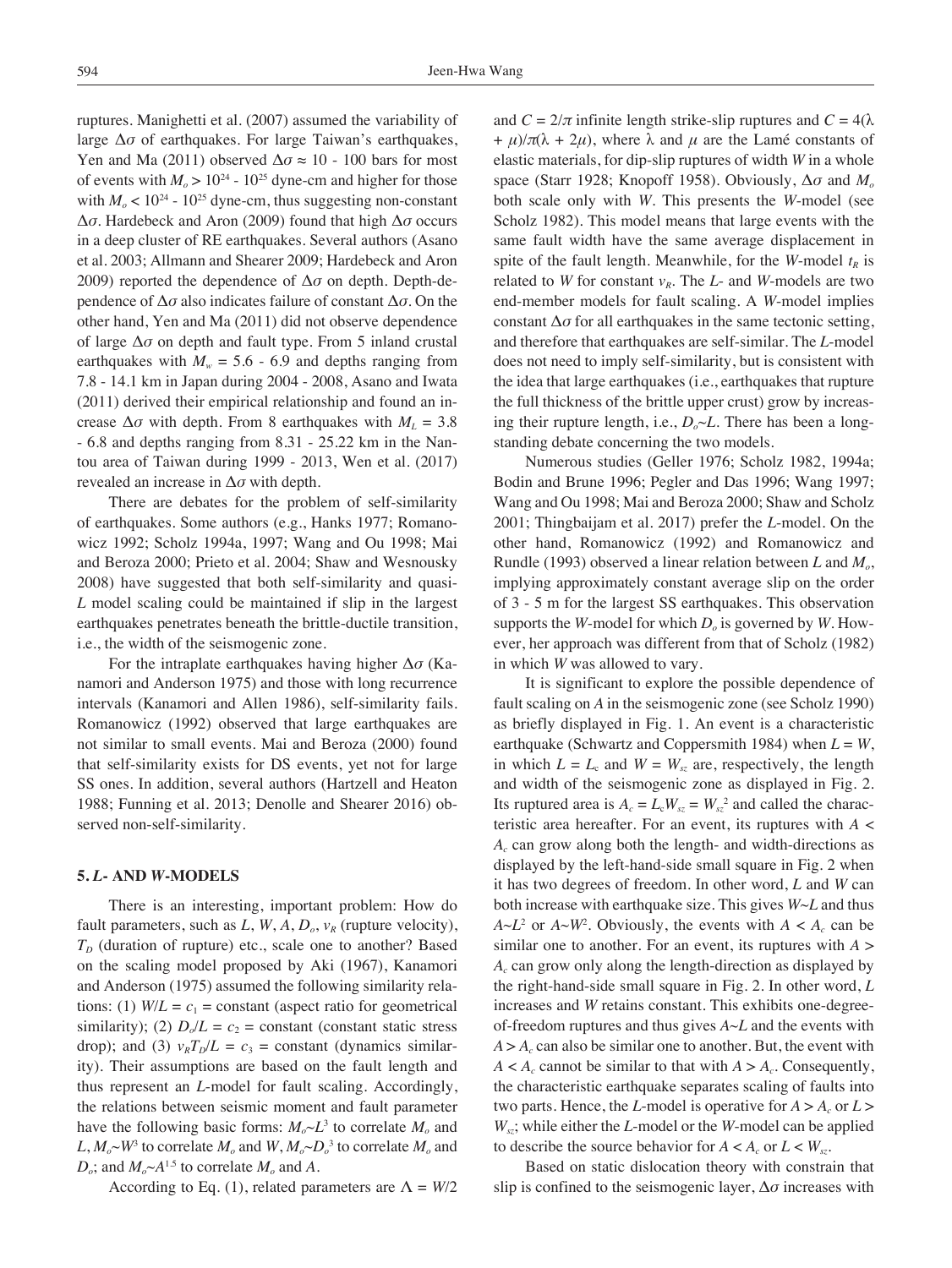ruptures. Manighetti et al. (2007) assumed the variability of large $\Delta\sigma$ of earthquakes. For large Taiwan's earthquakes, Yen and Ma (2011) observed $\Delta\sigma \approx 10$ - 100 bars for most of events with $M_o > 10^{24}$ - $10^{25}$ dyne-cm and higher for those with $M_o < 10^{24}$ - $10^{25}$ dyne-cm, thus suggesting non-constant $\Delta\sigma$. Hardebeck and Aron (2009) found that high $\Delta\sigma$ occurs in a deep cluster of RE earthquakes. Several authors (Asano et al. 2003; Allmann and Shearer 2009; Hardebeck and Aron 2009) reported the dependence of $\Delta\sigma$ on depth. Depth-dependence of $\Delta\sigma$ also indicates failure of constant $\Delta\sigma$. On the other hand, Yen and Ma (2011) did not observe dependence of large $\Delta\sigma$ on depth and fault type. From 5 inland crustal earthquakes with $M_w = 5.6$ - 6.9 and depths ranging from 7.8 - 14.1 km in Japan during 2004 - 2008, Asano and Iwata (2011) derived their empirical relationship and found an increase $\Delta\sigma$ with depth. From 8 earthquakes with $M_L = 3.8$ - 6.8 and depths ranging from 8.31 - 25.22 km in the Nantou area of Taiwan during 1999 - 2013, Wen et al. (2017) revealed an increase in $\Delta\sigma$ with depth.

There are debates for the problem of self-similarity of earthquakes. Some authors (e.g., Hanks 1977; Romanowicz 1992; Scholz 1994a, 1997; Wang and Ou 1998; Mai and Beroza 2000; Prieto et al. 2004; Shaw and Wesnousky 2008) have suggested that both self-similarity and quasi-$L$ model scaling could be maintained if slip in the largest earthquakes penetrates beneath the brittle-ductile transition, i.e., the width of the seismogenic zone.

For the intraplate earthquakes having higher $\Delta\sigma$ (Kanamori and Anderson 1975) and those with long recurrence intervals (Kanamori and Allen 1986), self-similarity fails. Romanowicz (1992) observed that large earthquakes are not similar to small events. Mai and Beroza (2000) found that self-similarity exists for DS events, yet not for large SS ones. In addition, several authors (Hartzell and Heaton 1988; Funning et al. 2013; Denolle and Shearer 2016) observed non-self-similarity.

## 5. *L*- AND *W*-MODELS

There is an interesting, important problem: How do fault parameters, such as $L$, $W$, $A$, $D_o$, $v_R$ (rupture velocity), $T_D$ (duration of rupture) etc., scale one to another? Based on the scaling model proposed by Aki (1967), Kanamori and Anderson (1975) assumed the following similarity relations: (1) $W/L = c_1$ = constant (aspect ratio for geometrical similarity); (2) $D_o/L = c_2$ = constant (constant static stress drop); and (3) $v_R T_D/L = c_3$ = constant (dynamics similarity). Their assumptions are based on the fault length and thus represent an $L$-model for fault scaling. Accordingly, the relations between seismic moment and fault parameter have the following basic forms: $M_o \sim L^3$ to correlate $M_o$ and $L$, $M_o \sim W^3$ to correlate $M_o$ and $W$, $M_o \sim D_o^3$ to correlate $M_o$ and $D_o$; and $M_o \sim A^{1.5}$ to correlate $M_o$ and $A$.

According to Eq. (1), related parameters are $\Lambda = W/2$ and $C = 2/\pi$ infinite length strike-slip ruptures and $C = 4(\lambda + \mu)/\pi(\lambda + 2\mu)$, where $\lambda$ and $\mu$ are the Lamé constants of elastic materials, for dip-slip ruptures of width $W$ in a whole space (Starr 1928; Knopoff 1958). Obviously, $\Delta\sigma$ and $M_o$ both scale only with $W$. This presents the $W$-model (see Scholz 1982). This model means that large events with the same fault width have the same average displacement in spite of the fault length. Meanwhile, for the $W$-model $t_R$ is related to $W$ for constant $v_R$. The $L$- and $W$-models are two end-member models for fault scaling. A $W$-model implies constant $\Delta\sigma$ for all earthquakes in the same tectonic setting, and therefore that earthquakes are self-similar. The $L$-model does not need to imply self-similarity, but is consistent with the idea that large earthquakes (i.e., earthquakes that rupture the full thickness of the brittle upper crust) grow by increasing their rupture length, i.e., $D_o \sim L$. There has been a long-standing debate concerning the two models.

Numerous studies (Geller 1976; Scholz 1982, 1994a; Bodin and Brune 1996; Pegler and Das 1996; Wang 1997; Wang and Ou 1998; Mai and Beroza 2000; Shaw and Scholz 2001; Thingbaijam et al. 2017) prefer the $L$-model. On the other hand, Romanowicz (1992) and Romanowicz and Rundle (1993) observed a linear relation between $L$ and $M_o$, implying approximately constant average slip on the order of 3 - 5 m for the largest SS earthquakes. This observation supports the $W$-model for which $D_o$ is governed by $W$. However, her approach was different from that of Scholz (1982) in which $W$ was allowed to vary.

It is significant to explore the possible dependence of fault scaling on $A$ in the seismogenic zone (see Scholz 1990) as briefly displayed in Fig. 1. An event is a characteristic earthquake (Schwartz and Coppersmith 1984) when $L = W$, in which $L = L_c$ and $W = W_{sz}$ are, respectively, the length and width of the seismogenic zone as displayed in Fig. 2. Its ruptured area is $A_c = L_c W_{sz} = W_{sz}^2$ and called the characteristic area hereafter. For an event, its ruptures with $A < A_c$ can grow along both the length- and width-directions as displayed by the left-hand-side small square in Fig. 2 when it has two degrees of freedom. In other word, $L$ and $W$ can both increase with earthquake size. This gives $W \sim L$ and thus $A \sim L^2$ or $A \sim W^2$. Obviously, the events with $A < A_c$ can be similar one to another. For an event, its ruptures with $A > A_c$ can grow only along the length-direction as displayed by the right-hand-side small square in Fig. 2. In other word, $L$ increases and $W$ retains constant. This exhibits one-degree-of-freedom ruptures and thus gives $A \sim L$ and the events with $A > A_c$ can also be similar one to another. But, the event with $A < A_c$ cannot be similar to that with $A > A_c$. Consequently, the characteristic earthquake separates scaling of faults into two parts. Hence, the $L$-model is operative for $A > A_c$ or $L > W_{sz}$; while either the $L$-model or the $W$-model can be applied to describe the source behavior for $A < A_c$ or $L < W_{sz}$.

Based on static dislocation theory with constrain that slip is confined to the seismogenic layer, $\Delta\sigma$ increases with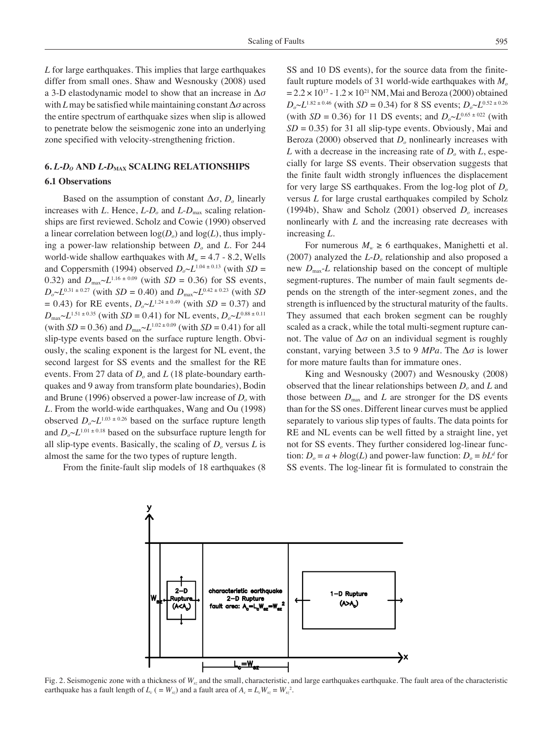$L$ for large earthquakes. This implies that large earthquakes differ from small ones. Shaw and Wesnousky (2008) used a 3-D elastodynamic model to show that an increase in $\Delta\sigma$ with $L$ may be satisfied while maintaining constant $\Delta\sigma$ across the entire spectrum of earthquake sizes when slip is allowed to penetrate below the seismogenic zone into an underlying zone specified with velocity-strengthening friction.

## 6. $L$-$D_o$ AND $L$-$D_{\mathrm{MAX}}$ SCALING RELATIONSHIPS

### 6.1 Observations

Based on the assumption of constant $\Delta\sigma$, $D_o$ linearly increases with $L$. Hence, $L$-$D_o$ and $L$-$D_{\max}$ scaling relationships are first reviewed. Scholz and Cowie (1990) observed a linear correlation between $\log(D_o)$ and $\log(L)$, thus implying a power-law relationship between $D_o$ and $L$. For 244 world-wide shallow earthquakes with $M_w = 4.7$ - $8.2$, Wells and Coppersmith (1994) observed $D_o{\sim}L^{1.04 \pm 0.13}$ (with $SD$ = 0.32) and $D_{\max}{\sim}L^{1.16 \pm 0.09}$ (with $SD$ = 0.36) for SS events, $D_o{\sim}L^{0.31 \pm 0.27}$ (with $SD$ = 0.40) and $D_{\max}{\sim}L^{0.42 \pm 0.23}$ (with $SD$ = 0.43) for RE events, $D_o{\sim}L^{1.24 \pm 0.49}$ (with $SD$ = 0.37) and $D_{\max}{\sim}L^{1.51 \pm 0.35}$ (with $SD$ = 0.41) for NL events, $D_o{\sim}L^{0.88 \pm 0.11}$ (with $SD$ = 0.36) and $D_{\max}{\sim}L^{1.02 \pm 0.09}$ (with $SD$ = 0.41) for all slip-type events based on the surface rupture length. Obviously, the scaling exponent is the largest for NL event, the second largest for SS events and the smallest for the RE events. From 27 data of $D_o$ and $L$ (18 plate-boundary earthquakes and 9 away from transform plate boundaries), Bodin and Brune (1996) observed a power-law increase of $D_o$ with $L$. From the world-wide earthquakes, Wang and Ou (1998) observed $D_o{\sim}L^{1.03 \pm 0.26}$ based on the surface rupture length and $D_o{\sim}L^{1.01 \pm 0.18}$ based on the subsurface rupture length for all slip-type events. Basically, the scaling of $D_o$ versus $L$ is almost the same for the two types of rupture length.

From the finite-fault slip models of 18 earthquakes (8 SS and 10 DS events), for the source data from the finite-fault rupture models of 31 world-wide earthquakes with $M_o = 2.2 \times 10^{17}$ - $1.2 \times 10^{21}$ NM, Mai and Beroza (2000) obtained $D_o{\sim}L^{1.82 \pm 0.46}$ (with $SD$ = 0.34) for 8 SS events; $D_o{\sim}L^{0.52 \pm 0.26}$ (with $SD$ = 0.36) for 11 DS events; and $D_o{\sim}L^{0.65 \pm 022}$ (with $SD$ = 0.35) for 31 all slip-type events. Obviously, Mai and Beroza (2000) observed that $D_o$ nonlinearly increases with $L$ with a decrease in the increasing rate of $D_o$ with $L$, especially for large SS events. Their observation suggests that the finite fault width strongly influences the displacement for very large SS earthquakes. From the log-log plot of $D_o$ versus $L$ for large crustal earthquakes compiled by Scholz (1994b), Shaw and Scholz (2001) observed $D_o$ increases nonlinearly with $L$ and the increasing rate decreases with increasing $L$.

For numerous $M_w \geq 6$ earthquakes, Manighetti et al. (2007) analyzed the $L$-$D_o$ relationship and also proposed a new $D_{\max}$-$L$ relationship based on the concept of multiple segment-ruptures. The number of main fault segments depends on the strength of the inter-segment zones, and the strength is influenced by the structural maturity of the faults. They assumed that each broken segment can be roughly scaled as a crack, while the total multi-segment rupture cannot. The value of $\Delta\sigma$ on an individual segment is roughly constant, varying between 3.5 to 9 *MPa*. The $\Delta\sigma$ is lower for more mature faults than for immature ones.

King and Wesnousky (2007) and Wesnousky (2008) observed that the linear relationships between $D_o$ and $L$ and those between $D_{\max}$ and $L$ are stronger for the DS events than for the SS ones. Different linear curves must be applied separately to various slip types of faults. The data points for RE and NL events can be well fitted by a straight line, yet not for SS events. They further considered log-linear function: $D_o = a + b\log(L)$ and power-law function: $D_o = bL^d$ for SS events. The log-linear fit is formulated to constrain the

Fig. 2. Seismogenic zone with a thickness of $W_{sz}$ and the small, characteristic, and large earthquakes earthquake. The fault area of the characteristic earthquake has a fault length of $L_c$ ( = $W_{sz}$) and a fault area of $A_c = L_c W_{sz} = W_{sz}^2$.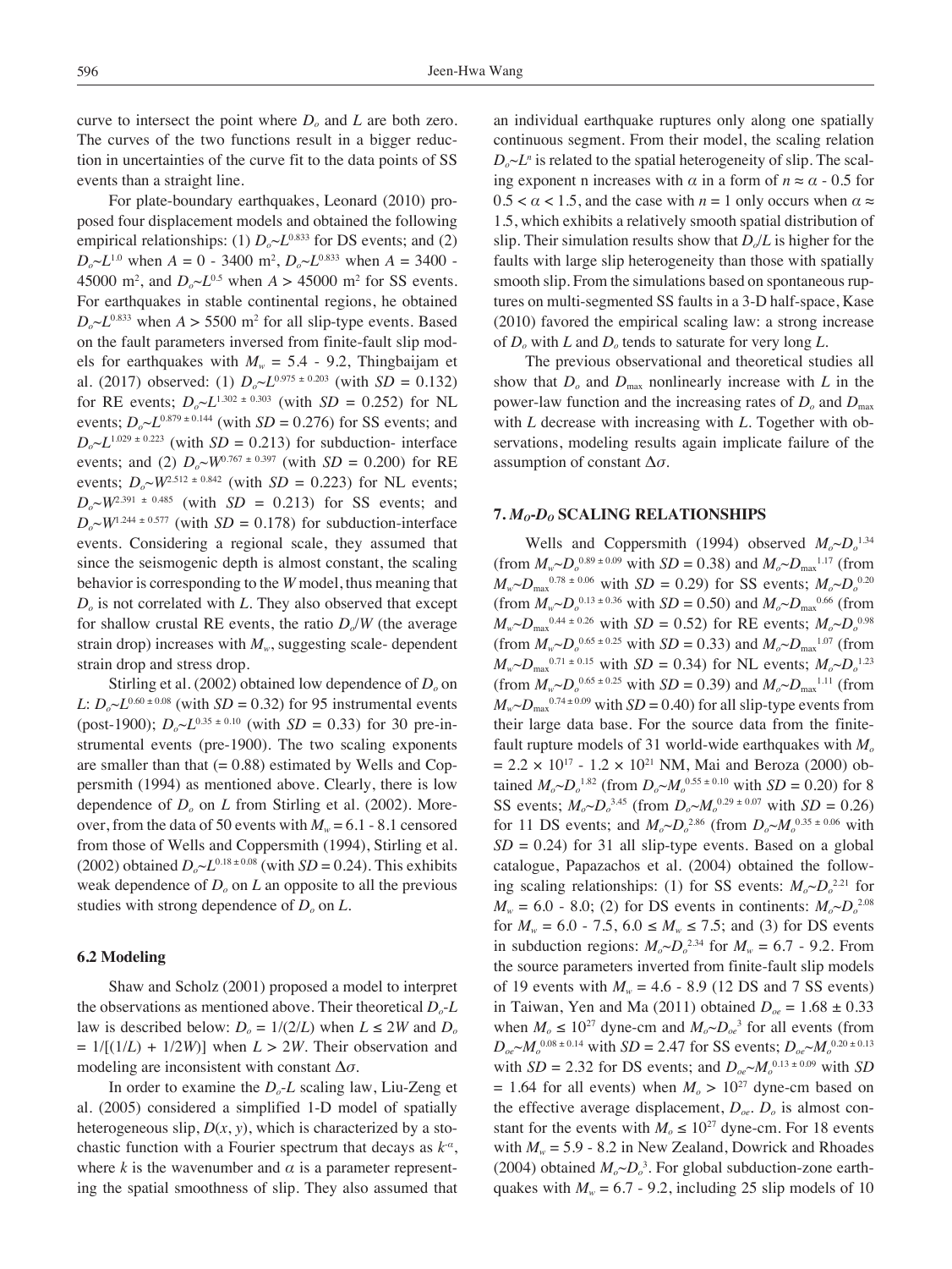curve to intersect the point where $D_o$ and $L$ are both zero. The curves of the two functions result in a bigger reduction in uncertainties of the curve fit to the data points of SS events than a straight line.

For plate-boundary earthquakes, Leonard (2010) proposed four displacement models and obtained the following empirical relationships: (1) $D_o$~$L^{0.833}$ for DS events; and (2) $D_o$~$L^{1.0}$ when $A$ = 0 - 3400 m$^2$, $D_o$~$L^{0.833}$ when $A$ = 3400 - 45000 m$^2$, and $D_o$~$L^{0.5}$ when $A$ > 45000 m$^2$ for SS events. For earthquakes in stable continental regions, he obtained $D_o$~$L^{0.833}$ when $A$ > 5500 m$^2$ for all slip-type events. Based on the fault parameters inversed from finite-fault slip models for earthquakes with $M_w$ = 5.4 - 9.2, Thingbaijam et al. (2017) observed: (1) $D_o$~$L^{0.975 \pm 0.203}$ (with $SD$ = 0.132) for RE events; $D_o$~$L^{1.302 \pm 0.303}$ (with $SD$ = 0.252) for NL events; $D_o$~$L^{0.879 \pm 0.144}$ (with $SD$ = 0.276) for SS events; and $D_o$~$L^{1.029 \pm 0.223}$ (with $SD$ = 0.213) for subduction- interface events; and (2) $D_o$~$W^{0.767 \pm 0.397}$ (with $SD$ = 0.200) for RE events; $D_o$~$W^{2.512 \pm 0.842}$ (with $SD$ = 0.223) for NL events; $D_o$~$W^{2.391 \pm 0.485}$ (with $SD$ = 0.213) for SS events; and $D_o$~$W^{1.244 \pm 0.577}$ (with $SD$ = 0.178) for subduction-interface events. Considering a regional scale, they assumed that since the seismogenic depth is almost constant, the scaling behavior is corresponding to the $W$ model, thus meaning that $D_o$ is not correlated with $L$. They also observed that except for shallow crustal RE events, the ratio $D_o/W$ (the average strain drop) increases with $M_w$, suggesting scale- dependent strain drop and stress drop.

Stirling et al. (2002) obtained low dependence of $D_o$ on $L$: $D_o$~$L^{0.60 \pm 0.08}$ (with $SD$ = 0.32) for 95 instrumental events (post-1900); $D_o$~$L^{0.35 \pm 0.10}$ (with $SD$ = 0.33) for 30 pre-instrumental events (pre-1900). The two scaling exponents are smaller than that (= 0.88) estimated by Wells and Coppersmith (1994) as mentioned above. Clearly, there is low dependence of $D_o$ on $L$ from Stirling et al. (2002). Moreover, from the data of 50 events with $M_w$ = 6.1 - 8.1 censored from those of Wells and Coppersmith (1994), Stirling et al. (2002) obtained $D_o$~$L^{0.18 \pm 0.08}$ (with $SD$ = 0.24). This exhibits weak dependence of $D_o$ on $L$ an opposite to all the previous studies with strong dependence of $D_o$ on $L$.

### 6.2 Modeling

Shaw and Scholz (2001) proposed a model to interpret the observations as mentioned above. Their theoretical $D_o$-$L$ law is described below: $D_o = 1/(2/L)$ when $L \le 2W$ and $D_o = 1/[(1/L) + 1/2W)]$ when $L > 2W$. Their observation and modeling are inconsistent with constant $\Delta\sigma$.

In order to examine the $D_o$-$L$ scaling law, Liu-Zeng et al. (2005) considered a simplified 1-D model of spatially heterogeneous slip, $D(x, y)$, which is characterized by a stochastic function with a Fourier spectrum that decays as $k^{-\alpha}$, where $k$ is the wavenumber and $\alpha$ is a parameter representing the spatial smoothness of slip. They also assumed that an individual earthquake ruptures only along one spatially continuous segment. From their model, the scaling relation $D_o$~$L^n$ is related to the spatial heterogeneity of slip. The scaling exponent n increases with $\alpha$ in a form of $n \approx \alpha$ - 0.5 for $0.5 < \alpha < 1.5$, and the case with $n$ = 1 only occurs when $\alpha \approx$ 1.5, which exhibits a relatively smooth spatial distribution of slip. Their simulation results show that $D_o/L$ is higher for the faults with large slip heterogeneity than those with spatially smooth slip. From the simulations based on spontaneous ruptures on multi-segmented SS faults in a 3-D half-space, Kase (2010) favored the empirical scaling law: a strong increase of $D_o$ with $L$ and $D_o$ tends to saturate for very long $L$.

The previous observational and theoretical studies all show that $D_o$ and $D_{max}$ nonlinearly increase with $L$ in the power-law function and the increasing rates of $D_o$ and $D_{max}$ with $L$ decrease with increasing with $L$. Together with observations, modeling results again implicate failure of the assumption of constant $\Delta\sigma$.

## 7. $M_O$-$D_O$ SCALING RELATIONSHIPS

Wells and Coppersmith (1994) observed $M_o$~$D_o^{1.34}$ (from $M_w$~$D_o^{0.89 \pm 0.09}$ with $SD$ = 0.38) and $M_o$~$D_{max}^{1.17}$ (from $M_w$~$D_{max}^{0.78 \pm 0.06}$ with $SD$ = 0.29) for SS events; $M_o$~$D_o^{0.20}$ (from $M_w$~$D_o^{0.13 \pm 0.36}$ with $SD$ = 0.50) and $M_o$~$D_{max}^{0.66}$ (from $M_w$~$D_{max}^{0.44 \pm 0.26}$ with $SD$ = 0.52) for RE events; $M_o$~$D_o^{0.98}$ (from $M_w$~$D_o^{0.65 \pm 0.25}$ with $SD$ = 0.33) and $M_o$~$D_{max}^{1.07}$ (from $M_w$~$D_{max}^{0.71 \pm 0.15}$ with $SD$ = 0.34) for NL events; $M_o$~$D_o^{1.23}$ (from $M_w$~$D_o^{0.65 \pm 0.25}$ with $SD$ = 0.39) and $M_o$~$D_{max}^{1.11}$ (from $M_w$~$D_{max}^{0.74 \pm 0.09}$ with $SD$ = 0.40) for all slip-type events from their large data base. For the source data from the finite-fault rupture models of 31 world-wide earthquakes with $M_o$ = 2.2 × 10$^{17}$ - 1.2 × 10$^{21}$ NM, Mai and Beroza (2000) obtained $M_o$~$D_o^{1.82}$ (from $D_o$~$M_o^{0.55 \pm 0.10}$ with $SD$ = 0.20) for 8 SS events; $M_o$~$D_o^{3.45}$ (from $D_o$~$M_o^{0.29 \pm 0.07}$ with $SD$ = 0.26) for 11 DS events; and $M_o$~$D_o^{2.86}$ (from $D_o$~$M_o^{0.35 \pm 0.06}$ with $SD$ = 0.24) for 31 all slip-type events. Based on a global catalogue, Papazachos et al. (2004) obtained the following scaling relationships: (1) for SS events: $M_o$~$D_o^{2.21}$ for $M_w$ = 6.0 - 8.0; (2) for DS events in continents: $M_o$~$D_o^{2.08}$ for $M_w$ = 6.0 - 7.5, 6.0 ≤ $M_w$ ≤ 7.5; and (3) for DS events in subduction regions: $M_o$~$D_o^{2.34}$ for $M_w$ = 6.7 - 9.2. From the source parameters inverted from finite-fault slip models of 19 events with $M_w$ = 4.6 - 8.9 (12 DS and 7 SS events) in Taiwan, Yen and Ma (2011) obtained $D_{oe}$ = 1.68 ± 0.33 when $M_o \le 10^{27}$ dyne-cm and $M_o$~$D_{oe}^3$ for all events (from $D_{oe}$~$M_o^{0.08 \pm 0.14}$ with $SD$ = 2.47 for SS events; $D_{oe}$~$M_o^{0.20 \pm 0.13}$ with $SD$ = 2.32 for DS events; and $D_{oe}$~$M_o^{0.13 \pm 0.09}$ with $SD$ = 1.64 for all events) when $M_o > 10^{27}$ dyne-cm based on the effective average displacement, $D_{oe}$. $D_o$ is almost constant for the events with $M_o \le 10^{27}$ dyne-cm. For 18 events with $M_w$ = 5.9 - 8.2 in New Zealand, Dowrick and Rhoades (2004) obtained $M_o$~$D_o^3$. For global subduction-zone earthquakes with $M_w$ = 6.7 - 9.2, including 25 slip models of 10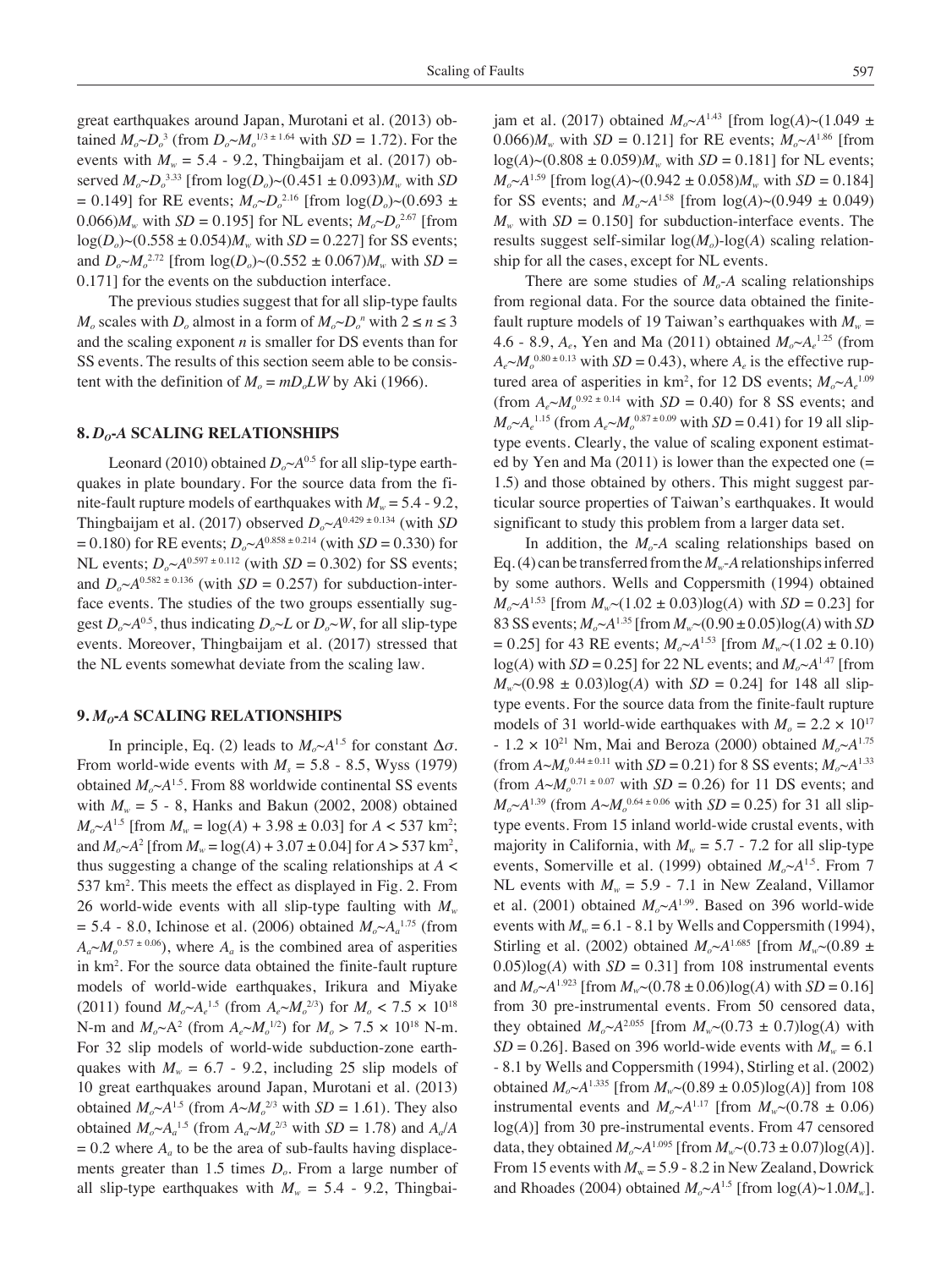great earthquakes around Japan, Murotani et al. (2013) obtained $M_o$~$D_o^3$ (from $D_o$~$M_o^{1/3\pm1.64}$ with $SD$ = 1.72). For the events with $M_w$ = 5.4 - 9.2, Thingbaijam et al. (2017) observed $M_o$~$D_o^{3.33}$ [from log($D_o$)~(0.451 ± 0.093)$M_w$ with $SD$ = 0.149] for RE events; $M_o$~$D_o^{2.16}$ [from log($D_o$)~(0.693 ± 0.066)$M_w$ with $SD$ = 0.195] for NL events; $M_o$~$D_o^{2.67}$ [from log($D_o$)~(0.558 ± 0.054)$M_w$ with $SD$ = 0.227] for SS events; and $D_o$~$M_o^{2.72}$ [from log($D_o$)~(0.552 ± 0.067)$M_w$ with $SD$ = 0.171] for the events on the subduction interface.

The previous studies suggest that for all slip-type faults $M_o$ scales with $D_o$ almost in a form of $M_o$~$D_o^n$ with $2 \le n \le 3$ and the scaling exponent $n$ is smaller for DS events than for SS events. The results of this section seem able to be consistent with the definition of $M_o = mD_oLW$ by Aki (1966).

## 8. $D_O$-$A$ SCALING RELATIONSHIPS

Leonard (2010) obtained $D_o$~$A^{0.5}$ for all slip-type earthquakes in plate boundary. For the source data from the finite-fault rupture models of earthquakes with $M_w$ = 5.4 - 9.2, Thingbaijam et al. (2017) observed $D_o$~$A^{0.429\pm0.134}$ (with $SD$ = 0.180) for RE events; $D_o$~$A^{0.858\pm0.214}$ (with $SD$ = 0.330) for NL events; $D_o$~$A^{0.597\pm0.112}$ (with $SD$ = 0.302) for SS events; and $D_o$~$A^{0.582\pm0.136}$ (with $SD$ = 0.257) for subduction-interface events. The studies of the two groups essentially suggest $D_o$~$A^{0.5}$, thus indicating $D_o$~$L$ or $D_o$~$W$, for all slip-type events. Moreover, Thingbaijam et al. (2017) stressed that the NL events somewhat deviate from the scaling law.

## 9. $M_O$-$A$ SCALING RELATIONSHIPS

In principle, Eq. (2) leads to $M_o$~$A^{1.5}$ for constant $\Delta\sigma$. From world-wide events with $M_s$ = 5.8 - 8.5, Wyss (1979) obtained $M_o$~$A^{1.5}$. From 88 worldwide continental SS events with $M_w$ = 5 - 8, Hanks and Bakun (2002, 2008) obtained $M_o$~$A^{1.5}$ [from $M_w$ = log($A$) + 3.98 ± 0.03] for $A$ < 537 km$^2$; and $M_o$~$A^2$ [from $M_w$ = log($A$) + 3.07 ± 0.04] for $A$ > 537 km$^2$, thus suggesting a change of the scaling relationships at $A$ < 537 km$^2$. This meets the effect as displayed in Fig. 2. From 26 world-wide events with all slip-type faulting with $M_w$ = 5.4 - 8.0, Ichinose et al. (2006) obtained $M_o$~$A_a^{1.75}$ (from $A_a$~$M_o^{0.57\pm0.06}$), where $A_a$ is the combined area of asperities in km$^2$. For the source data obtained the finite-fault rupture models of world-wide earthquakes, Irikura and Miyake (2011) found $M_o$~$A_e^{1.5}$ (from $A_e$~$M_o^{2/3}$) for $M_o$ < 7.5 × 10$^{18}$ N-m and $M_o$~A$^2$ (from $A_e$~$M_o^{1/2}$) for $M_o$ > 7.5 × 10$^{18}$ N-m. For 32 slip models of world-wide subduction-zone earthquakes with $M_w$ = 6.7 - 9.2, including 25 slip models of 10 great earthquakes around Japan, Murotani et al. (2013) obtained $M_o$~$A^{1.5}$ (from $A$~$M_o^{2/3}$ with $SD$ = 1.61). They also obtained $M_o$~$A_a^{1.5}$ (from $A_a$~$M_o^{2/3}$ with $SD$ = 1.78) and $A_a/A$ = 0.2 where $A_a$ to be the area of sub-faults having displacements greater than 1.5 times $D_o$. From a large number of all slip-type earthquakes with $M_w$ = 5.4 - 9.2, Thingbaijam et al. (2017) obtained $M_o$~$A^{1.43}$ [from log($A$)~(1.049 ± 0.066)$M_w$ with $SD$ = 0.121] for RE events; $M_o$~$A^{1.86}$ [from log($A$)~(0.808 ± 0.059)$M_w$ with $SD$ = 0.181] for NL events; $M_o$~$A^{1.59}$ [from log($A$)~(0.942 ± 0.058)$M_w$ with $SD$ = 0.184] for SS events; and $M_o$~$A^{1.58}$ [from log($A$)~(0.949 ± 0.049) $M_w$ with $SD$ = 0.150] for subduction-interface events. The results suggest self-similar log($M_o$)-log($A$) scaling relationship for all the cases, except for NL events.

There are some studies of $M_o$-$A$ scaling relationships from regional data. For the source data obtained the finite-fault rupture models of 19 Taiwan's earthquakes with $M_w$ = 4.6 - 8.9, $A_e$, Yen and Ma (2011) obtained $M_o$~$A_e^{1.25}$ (from $A_e$~$M_o^{0.80\pm0.13}$ with $SD$ = 0.43), where $A_e$ is the effective ruptured area of asperities in km$^2$, for 12 DS events; $M_o$~$A_e^{1.09}$ (from $A_e$~$M_o^{0.92\pm0.14}$ with $SD$ = 0.40) for 8 SS events; and $M_o$~$A_e^{1.15}$ (from $A_e$~$M_o^{0.87\pm0.09}$ with $SD$ = 0.41) for 19 all slip-type events. Clearly, the value of scaling exponent estimated by Yen and Ma (2011) is lower than the expected one (= 1.5) and those obtained by others. This might suggest particular source properties of Taiwan's earthquakes. It would significant to study this problem from a larger data set.

In addition, the $M_o$-$A$ scaling relationships based on Eq. (4) can be transferred from the $M_w$-$A$ relationships inferred by some authors. Wells and Coppersmith (1994) obtained $M_o$~$A^{1.53}$ [from $M_w$~(1.02 ± 0.03)log($A$) with $SD$ = 0.23] for 83 SS events; $M_o$~$A^{1.35}$ [from $M_w$~(0.90 ± 0.05)log($A$) with $SD$ = 0.25] for 43 RE events; $M_o$~$A^{1.53}$ [from $M_w$~(1.02 ± 0.10) log($A$) with $SD$ = 0.25] for 22 NL events; and $M_o$~$A^{1.47}$ [from $M_w$~(0.98 ± 0.03)log($A$) with $SD$ = 0.24] for 148 all slip-type events. For the source data from the finite-fault rupture models of 31 world-wide earthquakes with $M_o$ = 2.2 × 10$^{17}$ - 1.2 × 10$^{21}$ Nm, Mai and Beroza (2000) obtained $M_o$~$A^{1.75}$ (from $A$~$M_o^{0.44\pm0.11}$ with $SD$ = 0.21) for 8 SS events; $M_o$~$A^{1.33}$ (from $A$~$M_o^{0.71\pm0.07}$ with $SD$ = 0.26) for 11 DS events; and $M_o$~$A^{1.39}$ (from $A$~$M_o^{0.64\pm0.06}$ with $SD$ = 0.25) for 31 all slip-type events. From 15 inland world-wide crustal events, with majority in California, with $M_w$ = 5.7 - 7.2 for all slip-type events, Somerville et al. (1999) obtained $M_o$~$A^{1.5}$. From 7 NL events with $M_w$ = 5.9 - 7.1 in New Zealand, Villamor et al. (2001) obtained $M_o$~$A^{1.99}$. Based on 396 world-wide events with $M_w$ = 6.1 - 8.1 by Wells and Coppersmith (1994), Stirling et al. (2002) obtained $M_o$~$A^{1.685}$ [from $M_w$~(0.89 ± 0.05)log($A$) with $SD$ = 0.31] from 108 instrumental events and $M_o$~$A^{1.923}$ [from $M_w$~(0.78 ± 0.06)log($A$) with $SD$ = 0.16] from 30 pre-instrumental events. From 50 censored data, they obtained $M_o$~$A^{2.055}$ [from $M_w$~(0.73 ± 0.7)log($A$) with $SD$ = 0.26]. Based on 396 world-wide events with $M_w$ = 6.1 - 8.1 by Wells and Coppersmith (1994), Stirling et al. (2002) obtained $M_o$~$A^{1.335}$ [from $M_w$~(0.89 ± 0.05)log($A$)] from 108 instrumental events and $M_o$~$A^{1.17}$ [from $M_w$~(0.78 ± 0.06) log($A$)] from 30 pre-instrumental events. From 47 censored data, they obtained $M_o$~$A^{1.095}$ [from $M_w$~(0.73 ± 0.07)log($A$)]. From 15 events with $M_w$ = 5.9 - 8.2 in New Zealand, Dowrick and Rhoades (2004) obtained $M_o$~$A^{1.5}$ [from log($A$)~1.0$M_w$].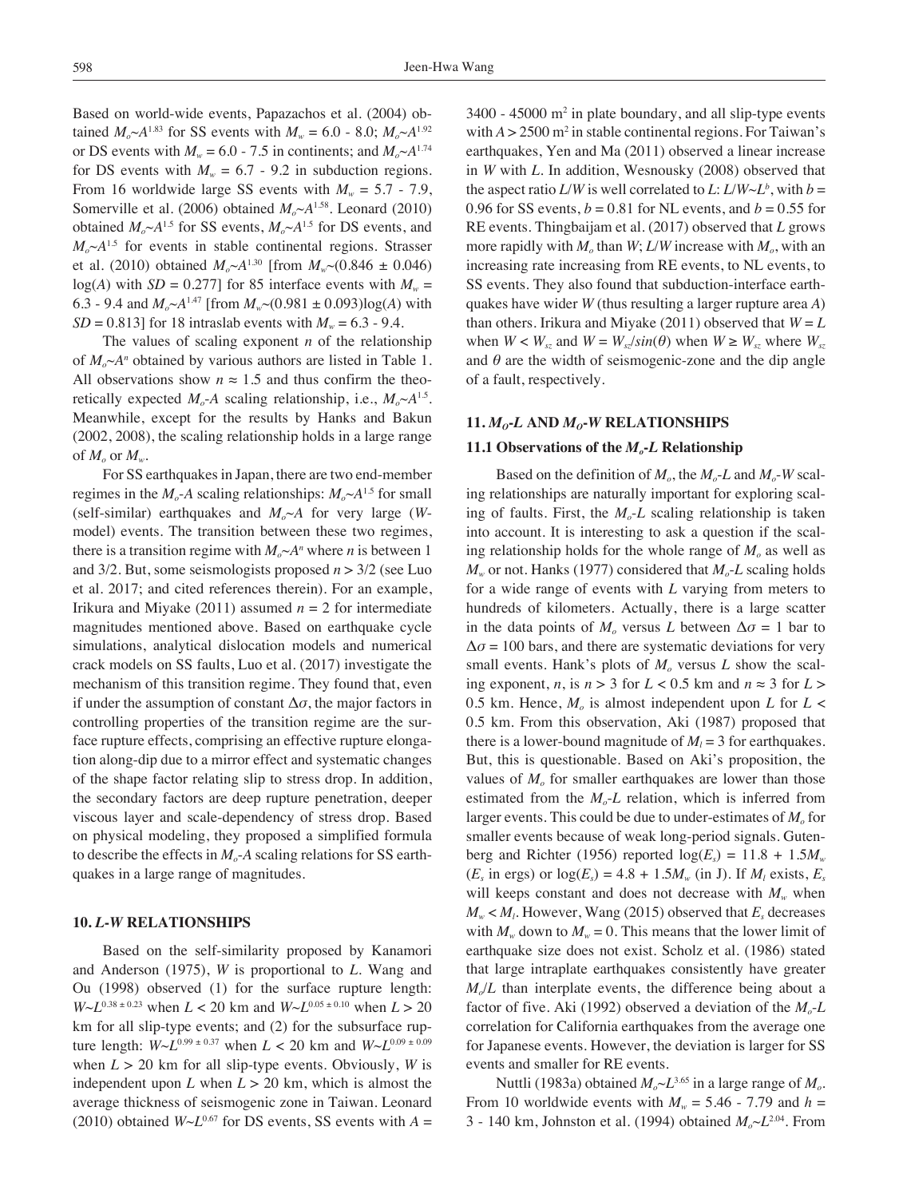Based on world-wide events, Papazachos et al. (2004) obtained $M_o \sim A^{1.83}$ for SS events with $M_w = 6.0$ - $8.0$; $M_o \sim A^{1.92}$ or DS events with $M_w = 6.0$ - $7.5$ in continents; and $M_o \sim A^{1.74}$ for DS events with $M_w = 6.7$ - $9.2$ in subduction regions. From 16 worldwide large SS events with $M_w = 5.7$ - $7.9$, Somerville et al. (2006) obtained $M_o \sim A^{1.58}$. Leonard (2010) obtained $M_o \sim A^{1.5}$ for SS events, $M_o \sim A^{1.5}$ for DS events, and $M_o \sim A^{1.5}$ for events in stable continental regions. Strasser et al. (2010) obtained $M_o \sim A^{1.30}$ [from $M_w \sim (0.846 \pm 0.046)\log(A)$ with $SD = 0.277$] for 85 interface events with $M_w = 6.3$ - $9.4$ and $M_o \sim A^{1.47}$ [from $M_w \sim (0.981 \pm 0.093)\log(A)$ with $SD = 0.813$] for 18 intraslab events with $M_w = 6.3$ - $9.4$.

The values of scaling exponent $n$ of the relationship of $M_o \sim A^n$ obtained by various authors are listed in Table 1. All observations show $n \approx 1.5$ and thus confirm the theoretically expected $M_o$-$A$ scaling relationship, i.e., $M_o \sim A^{1.5}$. Meanwhile, except for the results by Hanks and Bakun (2002, 2008), the scaling relationship holds in a large range of $M_o$ or $M_w$.

For SS earthquakes in Japan, there are two end-member regimes in the $M_o$-$A$ scaling relationships: $M_o \sim A^{1.5}$ for small (self-similar) earthquakes and $M_o \sim A$ for very large ($W$-model) events. The transition between these two regimes, there is a transition regime with $M_o \sim A^n$ where $n$ is between 1 and 3/2. But, some seismologists proposed $n > 3/2$ (see Luo et al. 2017; and cited references therein). For an example, Irikura and Miyake (2011) assumed $n = 2$ for intermediate magnitudes mentioned above. Based on earthquake cycle simulations, analytical dislocation models and numerical crack models on SS faults, Luo et al. (2017) investigate the mechanism of this transition regime. They found that, even if under the assumption of constant $\Delta\sigma$, the major factors in controlling properties of the transition regime are the surface rupture effects, comprising an effective rupture elongation along-dip due to a mirror effect and systematic changes of the shape factor relating slip to stress drop. In addition, the secondary factors are deep rupture penetration, deeper viscous layer and scale-dependency of stress drop. Based on physical modeling, they proposed a simplified formula to describe the effects in $M_o$-$A$ scaling relations for SS earthquakes in a large range of magnitudes.

## 10. *L*-*W* RELATIONSHIPS

Based on the self-similarity proposed by Kanamori and Anderson (1975), $W$ is proportional to $L$. Wang and Ou (1998) observed (1) for the surface rupture length: $W \sim L^{0.38 \pm 0.23}$ when $L < 20$ km and $W \sim L^{0.05 \pm 0.10}$ when $L > 20$ km for all slip-type events; and (2) for the subsurface rupture length: $W \sim L^{0.99 \pm 0.37}$ when $L < 20$ km and $W \sim L^{0.09 \pm 0.09}$ when $L > 20$ km for all slip-type events. Obviously, $W$ is independent upon $L$ when $L > 20$ km, which is almost the average thickness of seismogenic zone in Taiwan. Leonard (2010) obtained $W \sim L^{0.67}$ for DS events, SS events with $A = 3400$ - $45000$ m$^2$ in plate boundary, and all slip-type events with $A > 2500$ m$^2$ in stable continental regions. For Taiwan's earthquakes, Yen and Ma (2011) observed a linear increase in $W$ with $L$. In addition, Wesnousky (2008) observed that the aspect ratio $L/W$ is well correlated to $L$: $L/W \sim L^b$, with $b = 0.96$ for SS events, $b = 0.81$ for NL events, and $b = 0.55$ for RE events. Thingbaijam et al. (2017) observed that $L$ grows more rapidly with $M_o$ than $W$; $L/W$ increase with $M_o$, with an increasing rate increasing from RE events, to NL events, to SS events. They also found that subduction-interface earthquakes have wider $W$ (thus resulting a larger rupture area $A$) than others. Irikura and Miyake (2011) observed that $W = L$ when $W < W_{sz}$ and $W = W_{sz}/sin(\theta)$ when $W \geq W_{sz}$ where $W_{sz}$ and $\theta$ are the width of seismogenic-zone and the dip angle of a fault, respectively.

## 11. $M_O$-*L* AND $M_O$-*W* RELATIONSHIPS

### 11.1 Observations of the $M_o$-*L* Relationship

Based on the definition of $M_o$, the $M_o$-$L$ and $M_o$-$W$ scaling relationships are naturally important for exploring scaling of faults. First, the $M_o$-$L$ scaling relationship is taken into account. It is interesting to ask a question if the scaling relationship holds for the whole range of $M_o$ as well as $M_w$ or not. Hanks (1977) considered that $M_o$-$L$ scaling holds for a wide range of events with $L$ varying from meters to hundreds of kilometers. Actually, there is a large scatter in the data points of $M_o$ versus $L$ between $\Delta\sigma = 1$ bar to $\Delta\sigma = 100$ bars, and there are systematic deviations for very small events. Hank's plots of $M_o$ versus $L$ show the scaling exponent, $n$, is $n > 3$ for $L < 0.5$ km and $n \approx 3$ for $L > 0.5$ km. Hence, $M_o$ is almost independent upon $L$ for $L < 0.5$ km. From this observation, Aki (1987) proposed that there is a lower-bound magnitude of $M_l = 3$ for earthquakes. But, this is questionable. Based on Aki's proposition, the values of $M_o$ for smaller earthquakes are lower than those estimated from the $M_o$-$L$ relation, which is inferred from larger events. This could be due to under-estimates of $M_o$ for smaller events because of weak long-period signals. Gutenberg and Richter (1956) reported $\log(E_s) = 11.8 + 1.5M_w$ ($E_s$ in ergs) or $\log(E_s) = 4.8 + 1.5M_w$ (in J). If $M_l$ exists, $E_s$ will keeps constant and does not decrease with $M_w$ when $M_w < M_l$. However, Wang (2015) observed that $E_s$ decreases with $M_w$ down to $M_w = 0$. This means that the lower limit of earthquake size does not exist. Scholz et al. (1986) stated that large intraplate earthquakes consistently have greater $M_o/L$ than interplate events, the difference being about a factor of five. Aki (1992) observed a deviation of the $M_o$-$L$ correlation for California earthquakes from the average one for Japanese events. However, the deviation is larger for SS events and smaller for RE events.

Nuttli (1983a) obtained $M_o \sim L^{3.65}$ in a large range of $M_o$. From 10 worldwide events with $M_w = 5.46$ - $7.79$ and $h = 3$ - $140$ km, Johnston et al. (1994) obtained $M_o \sim L^{2.04}$. From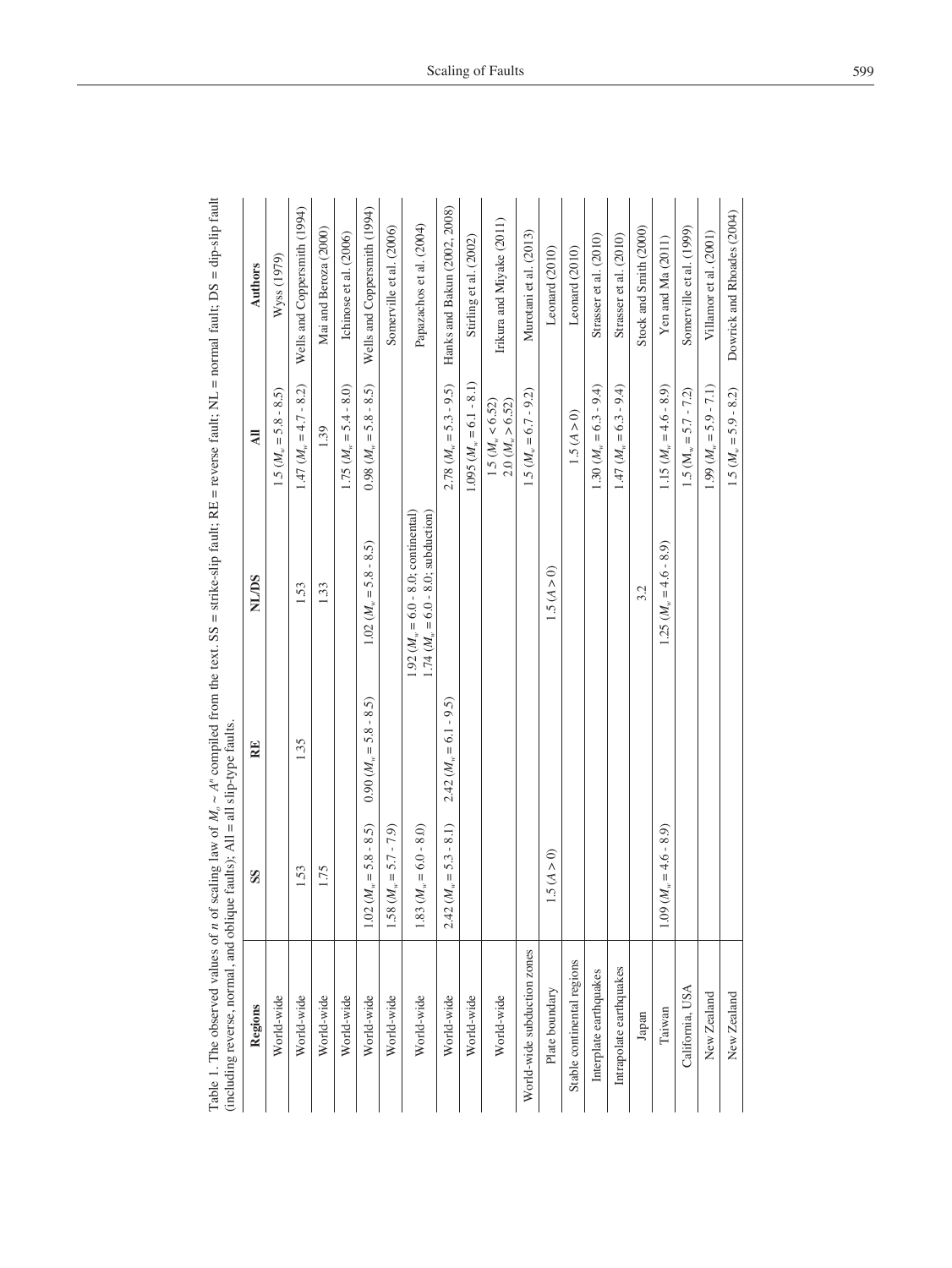Table 1. The observed values of $n$ of scaling law of $M_o \sim A^n$ compiled from the text. SS = strike-slip fault; RE = reverse fault; NL = normal fault; DS = dip-slip fault (including reverse, normal, and oblique faults); All = all slip-type faults.

| Regions | SS | RE | NL/DS | All | Authors |
|---|---|---|---|---|---|
| World-wide | | | | 1.5 ($M_w$ = 5.8 - 8.5) | Wyss (1979) |
| World-wide | 1.53 | 1.35 | 1.53 | 1.47 ($M_w$ = 4.7 - 8.2) | Wells and Coppersmith (1994) |
| World-wide | 1.75 | | 1.33 | 1.39 | Mai and Beroza (2000) |
| World-wide | | | | 1.75 ($M_w$ = 5.4 - 8.0) | Ichinose et al. (2006) |
| World-wide | 1.02 ($M_w$ = 5.8 - 8.5) | 0.90 ($M_w$ = 5.8 - 8.5) | 1.02 ($M_w$ = 5.8 - 8.5) | 0.98 ($M_w$ = 5.8 - 8.5) | Wells and Coppersmith (1994) |
| World-wide | 1.58 ($M_w$ = 5.7 - 7.9) | | | | Somerville et al. (2006) |
| World-wide | 1.83 ($M_w$ = 6.0 - 8.0) | | 1.92 ($M_w$ = 6.0 - 8.0; continental)<br>1.74 ($M_w$ = 6.0 - 8.0; subduction) | | Papazachos et al. (2004) |
| World-wide | 2.42 ($M_w$ = 5.3 - 8.1) | 2.42 ($M_w$ = 6.1 - 9.5) | | 2.78 ($M_w$ = 5.3 - 9.5) | Hanks and Bakun (2002, 2008) |
| World-wide | | | | 1.095 ($M_w$ = 6.1 - 8.1) | Stirling et al. (2002) |
| World-wide | | | | 1.5 ($M_w$ < 6.52)<br>2.0 ($M_w$ > 6.52) | Irikura and Miyake (2011) |
| World-wide subduction zones | | | | 1.5 ($M_w$ = 6.7 - 9.2) | Murotani et al. (2013) |
| Plate boundary | 1.5 ($A$ > 0) | | 1.5 ($A$ > 0) | | Leonard (2010) |
| Stable continental regions | | | | 1.5 ($A$ > 0) | Leonard (2010) |
| Interplate earthquakes | | | | 1.30 ($M_w$ = 6.3 - 9.4) | Strasser et al. (2010) |
| Intraplate earthquakes | | | | 1.47 ($M_w$ = 6.3 - 9.4) | Strasser et al. (2010) |
| Japan | | | 3.2 | | Stock and Smith (2000) |
| Taiwan | 1.09 ($M_w$ = 4.6 - 8.9) | | 1.25 ($M_w$ = 4.6 - 8.9) | 1.15 ($M_w$ = 4.6 - 8.9) | Yen and Ma (2011) |
| California, USA | | | | 1.5 ($M_w$ = 5.7 - 7.2) | Somerville et al. (1999) |
| New Zealand | | | | 1.99 ($M_w$ = 5.9 - 7.1) | Villamor et al. (2001) |
| New Zealand | | | | 1.5 ($M_w$ = 5.9 - 8.2) | Dowrick and Rhoades (2004) |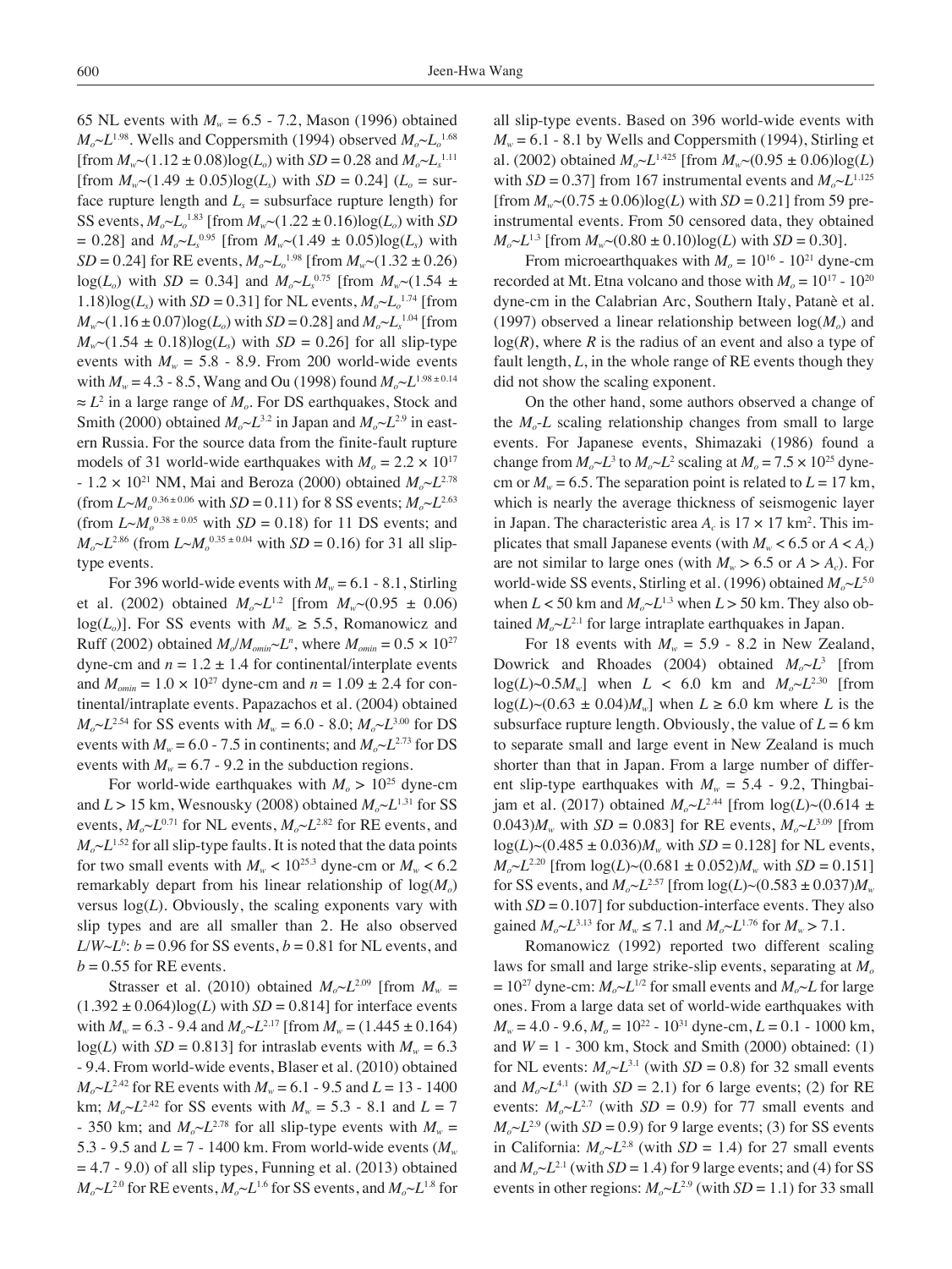65 NL events with $M_w$ = 6.5 - 7.2, Mason (1996) obtained $M_o \sim L^{1.98}$. Wells and Coppersmith (1994) observed $M_o \sim L_o^{1.68}$ [from $M_w \sim (1.12 \pm 0.08)\log(L_o)$ with $SD = 0.28$ and $M_o \sim L_s^{1.11}$ [from $M_w \sim (1.49 \pm 0.05)\log(L_s)$ with $SD = 0.24$] ($L_o$ = surface rupture length and $L_s$ = subsurface rupture length) for SS events, $M_o \sim L_o^{1.83}$ [from $M_w \sim (1.22 \pm 0.16)\log(L_o)$ with $SD$ = 0.28] and $M_o \sim L_s^{0.95}$ [from $M_w \sim (1.49 \pm 0.05)\log(L_s)$ with $SD = 0.24$] for RE events, $M_o \sim L_o^{1.98}$ [from $M_w \sim (1.32 \pm 0.26)$ $\log(L_o)$ with $SD = 0.34$] and $M_o \sim L_s^{0.75}$ [from $M_w \sim (1.54 \pm 1.18)\log(L_s)$ with $SD = 0.31$] for NL events, $M_o \sim L_o^{1.74}$ [from $M_w \sim (1.16 \pm 0.07)\log(L_o)$ with $SD = 0.28$] and $M_o \sim L_s^{1.04}$ [from $M_w \sim (1.54 \pm 0.18)\log(L_s)$ with $SD = 0.26$] for all slip-type events with $M_w$ = 5.8 - 8.9. From 200 world-wide events with $M_w$ = 4.3 - 8.5, Wang and Ou (1998) found $M_o \sim L^{1.98 \pm 0.14} \approx L^2$ in a large range of $M_o$. For DS earthquakes, Stock and Smith (2000) obtained $M_o \sim L^{3.2}$ in Japan and $M_o \sim L^{2.9}$ in eastern Russia. For the source data from the finite-fault rupture models of 31 world-wide earthquakes with $M_o = 2.2 \times 10^{17}$ - $1.2 \times 10^{21}$ NM, Mai and Beroza (2000) obtained $M_o \sim L^{2.78}$ (from $L \sim M_o^{0.36 \pm 0.06}$ with $SD = 0.11$) for 8 SS events; $M_o \sim L^{2.63}$ (from $L \sim M_o^{0.38 \pm 0.05}$ with $SD = 0.18$) for 11 DS events; and $M_o \sim L^{2.86}$ (from $L \sim M_o^{0.35 \pm 0.04}$ with $SD = 0.16$) for 31 all slip-type events.

For 396 world-wide events with $M_w$ = 6.1 - 8.1, Stirling et al. (2002) obtained $M_o \sim L^{1.2}$ [from $M_w \sim (0.95 \pm 0.06)$ $\log(L_o)$]. For SS events with $M_w \geq 5.5$, Romanowicz and Ruff (2002) obtained $M_o/M_{omin} \sim L^n$, where $M_{omin} = 0.5 \times 10^{27}$ dyne-cm and $n = 1.2 \pm 1.4$ for continental/interplate events and $M_{omin} = 1.0 \times 10^{27}$ dyne-cm and $n = 1.09 \pm 2.4$ for continental/intraplate events. Papazachos et al. (2004) obtained $M_o \sim L^{2.54}$ for SS events with $M_w$ = 6.0 - 8.0; $M_o \sim L^{3.00}$ for DS events with $M_w$ = 6.0 - 7.5 in continents; and $M_o \sim L^{2.73}$ for DS events with $M_w$ = 6.7 - 9.2 in the subduction regions.

For world-wide earthquakes with $M_o > 10^{25}$ dyne-cm and $L > 15$ km, Wesnousky (2008) obtained $M_o \sim L^{1.31}$ for SS events, $M_o \sim L^{0.71}$ for NL events, $M_o \sim L^{2.82}$ for RE events, and $M_o \sim L^{1.52}$ for all slip-type faults. It is noted that the data points for two small events with $M_w < 10^{25.3}$ dyne-cm or $M_w < 6.2$ remarkably depart from his linear relationship of $\log(M_o)$ versus $\log(L)$. Obviously, the scaling exponents vary with slip types and are all smaller than 2. He also observed $L/W \sim L^b$: $b = 0.96$ for SS events, $b = 0.81$ for NL events, and $b = 0.55$ for RE events.

Strasser et al. (2010) obtained $M_o \sim L^{2.09}$ [from $M_w = (1.392 \pm 0.064)\log(L)$ with $SD = 0.814$] for interface events with $M_w$ = 6.3 - 9.4 and $M_o \sim L^{2.17}$ [from $M_w = (1.445 \pm 0.164)$ $\log(L)$ with $SD = 0.813$] for intraslab events with $M_w$ = 6.3 - 9.4. From world-wide events, Blaser et al. (2010) obtained $M_o \sim L^{2.42}$ for RE events with $M_w$ = 6.1 - 9.5 and $L$ = 13 - 1400 km; $M_o \sim L^{2.42}$ for SS events with $M_w$ = 5.3 - 8.1 and $L$ = 7 - 350 km; and $M_o \sim L^{2.78}$ for all slip-type events with $M_w$ = 5.3 - 9.5 and $L$ = 7 - 1400 km. From world-wide events ($M_w$ = 4.7 - 9.0) of all slip types, Funning et al. (2013) obtained $M_o \sim L^{2.0}$ for RE events, $M_o \sim L^{1.6}$ for SS events, and $M_o \sim L^{1.8}$ for all slip-type events. Based on 396 world-wide events with $M_w$ = 6.1 - 8.1 by Wells and Coppersmith (1994), Stirling et al. (2002) obtained $M_o \sim L^{1.425}$ [from $M_w \sim (0.95 \pm 0.06)\log(L)$ with $SD = 0.37$] from 167 instrumental events and $M_o \sim L^{1.125}$ [from $M_w \sim (0.75 \pm 0.06)\log(L)$ with $SD = 0.21$] from 59 pre-instrumental events. From 50 censored data, they obtained $M_o \sim L^{1.3}$ [from $M_w \sim (0.80 \pm 0.10)\log(L)$ with $SD = 0.30$].

From microearthquakes with $M_o = 10^{16}$ - $10^{21}$ dyne-cm recorded at Mt. Etna volcano and those with $M_o = 10^{17}$ - $10^{20}$ dyne-cm in the Calabrian Arc, Southern Italy, Patanè et al. (1997) observed a linear relationship between $\log(M_o)$ and $\log(R)$, where $R$ is the radius of an event and also a type of fault length, $L$, in the whole range of RE events though they did not show the scaling exponent.

On the other hand, some authors observed a change of the $M_o$-$L$ scaling relationship changes from small to large events. For Japanese events, Shimazaki (1986) found a change from $M_o \sim L^3$ to $M_o \sim L^2$ scaling at $M_o = 7.5 \times 10^{25}$ dyne-cm or $M_w = 6.5$. The separation point is related to $L = 17$ km, which is nearly the average thickness of seismogenic layer in Japan. The characteristic area $A_c$ is $17 \times 17$ km$^2$. This implicates that small Japanese events (with $M_w < 6.5$ or $A < A_c$) are not similar to large ones (with $M_w > 6.5$ or $A > A_c$). For world-wide SS events, Stirling et al. (1996) obtained $M_o \sim L^{5.0}$ when $L < 50$ km and $M_o \sim L^{1.3}$ when $L > 50$ km. They also obtained $M_o \sim L^{2.1}$ for large intraplate earthquakes in Japan.

For 18 events with $M_w$ = 5.9 - 8.2 in New Zealand, Dowrick and Rhoades (2004) obtained $M_o \sim L^3$ [from $\log(L) \sim 0.5M_w$] when $L < 6.0$ km and $M_o \sim L^{2.30}$ [from $\log(L) \sim (0.63 \pm 0.04)M_w$] when $L \geq 6.0$ km where $L$ is the subsurface rupture length. Obviously, the value of $L = 6$ km to separate small and large event in New Zealand is much shorter than that in Japan. From a large number of different slip-type earthquakes with $M_w$ = 5.4 - 9.2, Thingbaijam et al. (2017) obtained $M_o \sim L^{2.44}$ [from $\log(L) \sim (0.614 \pm 0.043)M_w$ with $SD = 0.083$] for RE events, $M_o \sim L^{3.09}$ [from $\log(L) \sim (0.485 \pm 0.036)M_w$ with $SD = 0.128$] for NL events, $M_o \sim L^{2.20}$ [from $\log(L) \sim (0.681 \pm 0.052)M_w$ with $SD = 0.151$] for SS events, and $M_o \sim L^{2.57}$ [from $\log(L) \sim (0.583 \pm 0.037)M_w$ with $SD = 0.107$] for subduction-interface events. They also gained $M_o \sim L^{3.13}$ for $M_w \leq 7.1$ and $M_o \sim L^{1.76}$ for $M_w > 7.1$.

Romanowicz (1992) reported two different scaling laws for small and large strike-slip events, separating at $M_o = 10^{27}$ dyne-cm: $M_o \sim L^{1/2}$ for small events and $M_o \sim L$ for large ones. From a large data set of world-wide earthquakes with $M_w$ = 4.0 - 9.6, $M_o = 10^{22}$ - $10^{31}$ dyne-cm, $L$ = 0.1 - 1000 km, and $W$ = 1 - 300 km, Stock and Smith (2000) obtained: (1) for NL events: $M_o \sim L^{3.1}$ (with $SD = 0.8$) for 32 small events and $M_o \sim L^{4.1}$ (with $SD = 2.1$) for 6 large events; (2) for RE events: $M_o \sim L^{2.7}$ (with $SD = 0.9$) for 77 small events and $M_o \sim L^{2.9}$ (with $SD = 0.9$) for 9 large events; (3) for SS events in California: $M_o \sim L^{2.8}$ (with $SD = 1.4$) for 27 small events and $M_o \sim L^{2.1}$ (with $SD = 1.4$) for 9 large events; and (4) for SS events in other regions: $M_o \sim L^{2.9}$ (with $SD = 1.1$) for 33 small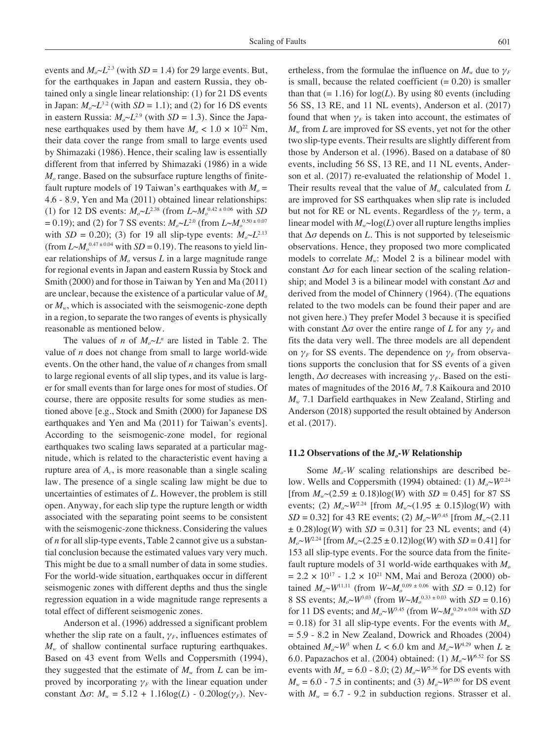events and $M_o$~$L^{2.3}$ (with $SD = 1.4$) for 29 large events. But, for the earthquakes in Japan and eastern Russia, they obtained only a single linear relationship: (1) for 21 DS events in Japan: $M_o$~$L^{3.2}$ (with $SD = 1.1$); and (2) for 16 DS events in eastern Russia: $M_o$~$L^{2.9}$ (with $SD = 1.3$). Since the Japanese earthquakes used by them have $M_o < 1.0 \times 10^{22}$ Nm, their data cover the range from small to large events used by Shimazaki (1986). Hence, their scaling law is essentially different from that inferred by Shimazaki (1986) in a wide $M_o$ range. Based on the subsurface rupture lengths of finite-fault rupture models of 19 Taiwan's earthquakes with $M_o$ = 4.6 - 8.9, Yen and Ma (2011) obtained linear relationships: (1) for 12 DS events: $M_o$~$L^{2.38}$ (from $L$~$M_o^{0.42 \pm 0.06}$ with $SD = 0.19$); and (2) for 7 SS events: $M_o$~$L^{2.0}$ (from $L$~$M_o^{0.50 \pm 0.07}$ with $SD = 0.20$); (3) for 19 all slip-type events: $M_o$~$L^{2.13}$ (from $L$~$M_o^{0.47 \pm 0.04}$ with $SD = 0.19$). The reasons to yield linear relationships of $M_o$ versus $L$ in a large magnitude range for regional events in Japan and eastern Russia by Stock and Smith (2000) and for those in Taiwan by Yen and Ma (2011) are unclear, because the existence of a particular value of $M_o$ or $M_w$, which is associated with the seismogenic-zone depth in a region, to separate the two ranges of events is physically reasonable as mentioned below.

The values of $n$ of $M_o$~$L^n$ are listed in Table 2. The value of $n$ does not change from small to large world-wide events. On the other hand, the value of $n$ changes from small to large regional events of all slip types, and its value is larger for small events than for large ones for most of studies. Of course, there are opposite results for some studies as mentioned above [e.g., Stock and Smith (2000) for Japanese DS earthquakes and Yen and Ma (2011) for Taiwan's events]. According to the seismogenic-zone model, for regional earthquakes two scaling laws separated at a particular magnitude, which is related to the characteristic event having a rupture area of $A_c$, is more reasonable than a single scaling law. The presence of a single scaling law might be due to uncertainties of estimates of $L$. However, the problem is still open. Anyway, for each slip type the rupture length or width associated with the separating point seems to be consistent with the seismogenic-zone thickness. Considering the values of $n$ for all slip-type events, Table 2 cannot give us a substantial conclusion because the estimated values vary very much. This might be due to a small number of data in some studies. For the world-wide situation, earthquakes occur in different seismogenic zones with different depths and thus the single regression equation in a wide magnitude range represents a total effect of different seismogenic zones.

Anderson et al. (1996) addressed a significant problem whether the slip rate on a fault, $\gamma_F$, influences estimates of $M_w$ of shallow continental surface rupturing earthquakes. Based on 43 event from Wells and Coppersmith (1994), they suggested that the estimate of $M_w$ from $L$ can be improved by incorporating $\gamma_F$ with the linear equation under constant $\Delta\sigma$: $M_w = 5.12 + 1.16\log(L) - 0.20\log(\gamma_F)$. Nevertheless, from the formulae the influence on $M_w$ due to $\gamma_F$ is small, because the related coefficient (= 0.20) is smaller than that (= 1.16) for $\log(L)$. By using 80 events (including 56 SS, 13 RE, and 11 NL events), Anderson et al. (2017) found that when $\gamma_F$ is taken into account, the estimates of $M_w$ from $L$ are improved for SS events, yet not for the other two slip-type events. Their results are slightly different from those by Anderson et al. (1996). Based on a database of 80 events, including 56 SS, 13 RE, and 11 NL events, Anderson et al. (2017) re-evaluated the relationship of Model 1. Their results reveal that the value of $M_w$ calculated from $L$ are improved for SS earthquakes when slip rate is included but not for RE or NL events. Regardless of the $\gamma_F$ term, a linear model with $M_w$~$\log(L)$ over all rupture lengths implies that $\Delta\sigma$ depends on $L$. This is not supported by teleseismic observations. Hence, they proposed two more complicated models to correlate $M_w$: Model 2 is a bilinear model with constant $\Delta\sigma$ for each linear section of the scaling relationship; and Model 3 is a bilinear model with constant $\Delta\sigma$ and derived from the model of Chinnery (1964). (The equations related to the two models can be found their paper and are not given here.) They prefer Model 3 because it is specified with constant $\Delta\sigma$ over the entire range of $L$ for any $\gamma_F$ and fits the data very well. The three models are all dependent on $\gamma_F$ for SS events. The dependence on $\gamma_F$ from observations supports the conclusion that for SS events of a given length, $\Delta\sigma$ decreases with increasing $\gamma_F$. Based on the estimates of magnitudes of the 2016 $M_w$ 7.8 Kaikoura and 2010 $M_w$ 7.1 Darfield earthquakes in New Zealand, Stirling and Anderson (2018) supported the result obtained by Anderson et al. (2017).

### 11.2 Observations of the $M_o$-$W$ Relationship

Some $M_o$-$W$ scaling relationships are described below. Wells and Coppersmith (1994) obtained: (1) $M_o$~$W^{2.24}$ [from $M_w$~$(2.59 \pm 0.18)\log(W)$ with $SD = 0.45$] for 87 SS events; (2) $M_o$~$W^{2.24}$ [from $M_w$~$(1.95 \pm 0.15)\log(W)$ with $SD = 0.32$] for 43 RE events; (2) $M_o$~$W^{3.45}$ [from $M_w$~$(2.11 \pm 0.28)\log(W)$ with $SD = 0.31$] for 23 NL events; and (4) $M_o$~$W^{2.24}$ [from $M_w$~$(2.25 \pm 0.12)\log(W)$ with $SD = 0.41$] for 153 all slip-type events. For the source data from the finite-fault rupture models of 31 world-wide earthquakes with $M_o = 2.2 \times 10^{17}$ - $1.2 \times 10^{21}$ NM, Mai and Beroza (2000) obtained $M_o$~$W^{11.11}$ (from $W$~$M_o^{0.09 \pm 0.06}$ with $SD = 0.12$) for 8 SS events; $M_o$~$W^{3.03}$ (from $W$~$M_o^{0.33 \pm 0.03}$ with $SD = 0.16$) for 11 DS events; and $M_o$~$W^{3.45}$ (from $W$~$M_o^{0.29 \pm 0.04}$ with $SD = 0.18$) for 31 all slip-type events. For the events with $M_w$ = 5.9 - 8.2 in New Zealand, Dowrick and Rhoades (2004) obtained $M_o$~$W^3$ when $L < 6.0$ km and $M_o$~$W^{4.29}$ when $L \geq 6.0$. Papazachos et al. (2004) obtained: (1) $M_o$~$W^{6.52}$ for SS events with $M_w$ = 6.0 - 8.0; (2) $M_o$~$W^{5.36}$ for DS events with $M_w$ = 6.0 - 7.5 in continents; and (3) $M_o$~$W^{5.00}$ for DS event with $M_w$ = 6.7 - 9.2 in subduction regions. Strasser et al.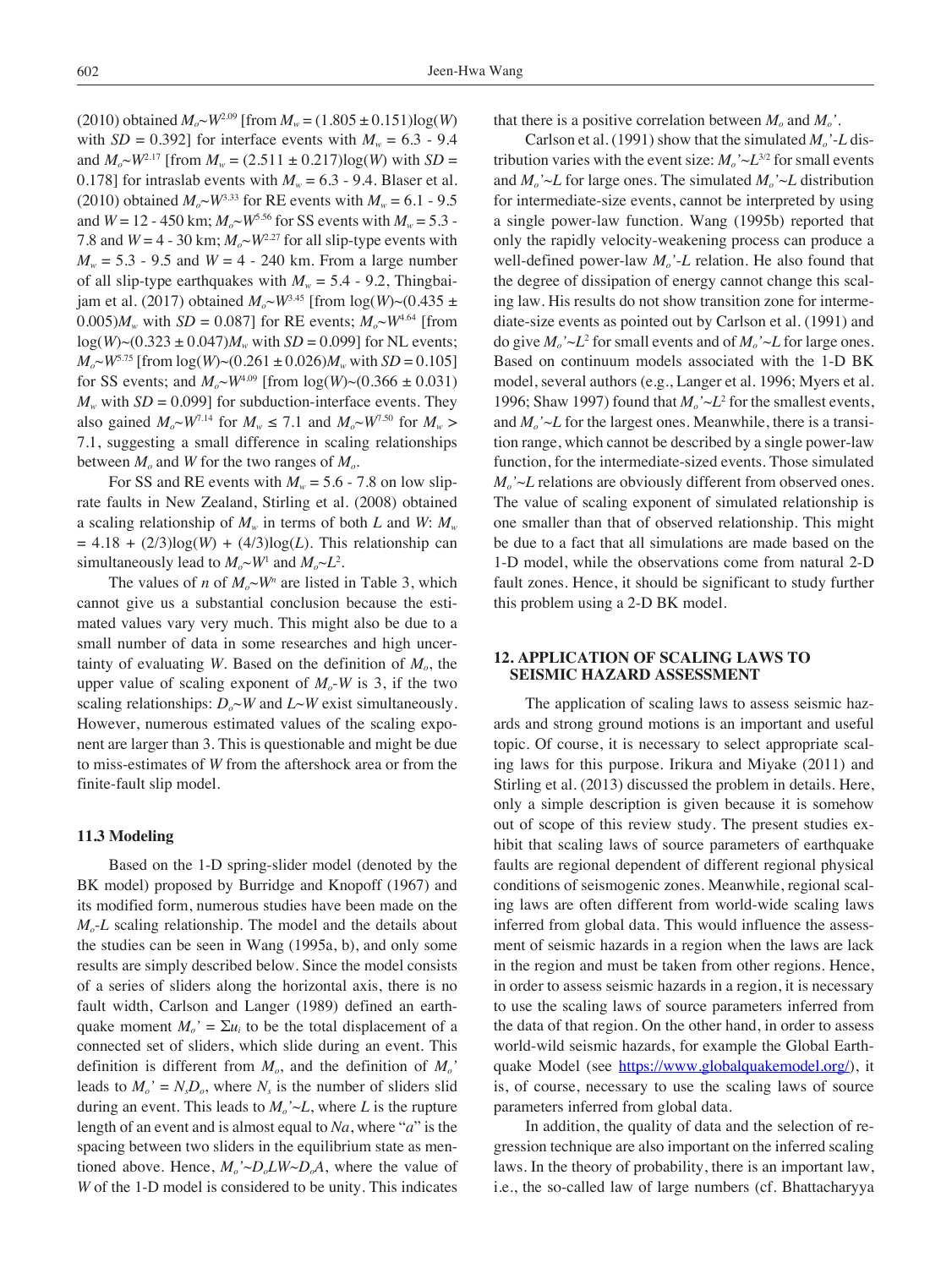(2010) obtained $M_o$~$W^{2.09}$ [from $M_w = (1.805 \pm 0.151)\log(W)$ with $SD = 0.392$] for interface events with $M_w = 6.3$ - $9.4$ and $M_o$~$W^{2.17}$ [from $M_w = (2.511 \pm 0.217)\log(W)$ with $SD = 0.178$] for intraslab events with $M_w = 6.3$ - $9.4$. Blaser et al. (2010) obtained $M_o$~$W^{3.33}$ for RE events with $M_w = 6.1$ - $9.5$ and $W = 12$ - $450$ km; $M_o$~$W^{5.56}$ for SS events with $M_w = 5.3$ - $7.8$ and $W = 4$ - $30$ km; $M_o$~$W^{2.27}$ for all slip-type events with $M_w = 5.3$ - $9.5$ and $W = 4$ - $240$ km. From a large number of all slip-type earthquakes with $M_w = 5.4$ - $9.2$, Thingbaijam et al. (2017) obtained $M_o$~$W^{3.45}$ [from $\log(W)$~$(0.435 \pm 0.005)M_w$ with $SD = 0.087$] for RE events; $M_o$~$W^{4.64}$ [from $\log(W)$~$(0.323 \pm 0.047)M_w$ with $SD = 0.099$] for NL events; $M_o$~$W^{5.75}$ [from $\log(W)$~$(0.261 \pm 0.026)M_w$ with $SD = 0.105$] for SS events; and $M_o$~$W^{4.09}$ [from $\log(W)$~$(0.366 \pm 0.031)$ $M_w$ with $SD = 0.099$] for subduction-interface events. They also gained $M_o$~$W^{7.14}$ for $M_w \leq 7.1$ and $M_o$~$W^{7.50}$ for $M_w > 7.1$, suggesting a small difference in scaling relationships between $M_o$ and $W$ for the two ranges of $M_o$.

For SS and RE events with $M_w = 5.6$ - $7.8$ on low slip-rate faults in New Zealand, Stirling et al. (2008) obtained a scaling relationship of $M_w$ in terms of both $L$ and $W$: $M_w = 4.18 + (2/3)\log(W) + (4/3)\log(L)$. This relationship can simultaneously lead to $M_o$~$W^1$ and $M_o$~$L^2$.

The values of $n$ of $M_o$~$W^n$ are listed in Table 3, which cannot give us a substantial conclusion because the estimated values vary very much. This might also be due to a small number of data in some researches and high uncertainty of evaluating $W$. Based on the definition of $M_o$, the upper value of scaling exponent of $M_o$-$W$ is 3, if the two scaling relationships: $D_o$~$W$ and $L$~$W$ exist simultaneously. However, numerous estimated values of the scaling exponent are larger than 3. This is questionable and might be due to miss-estimates of $W$ from the aftershock area or from the finite-fault slip model.

### 11.3 Modeling

Based on the 1-D spring-slider model (denoted by the BK model) proposed by Burridge and Knopoff (1967) and its modified form, numerous studies have been made on the $M_o$-$L$ scaling relationship. The model and the details about the studies can be seen in Wang (1995a, b), and only some results are simply described below. Since the model consists of a series of sliders along the horizontal axis, there is no fault width, Carlson and Langer (1989) defined an earthquake moment $M_o' = \Sigma u_i$ to be the total displacement of a connected set of sliders, which slide during an event. This definition is different from $M_o$, and the definition of $M_o'$ leads to $M_o' = N_s D_o$, where $N_s$ is the number of sliders slid during an event. This leads to $M_o'$~$L$, where $L$ is the rupture length of an event and is almost equal to $Na$, where "$a$" is the spacing between two sliders in the equilibrium state as mentioned above. Hence, $M_o'$~$D_o LW$~$D_o A$, where the value of $W$ of the 1-D model is considered to be unity. This indicates that there is a positive correlation between $M_o$ and $M_o'$.

Carlson et al. (1991) show that the simulated $M_o'$-$L$ distribution varies with the event size: $M_o'$~$L^{3/2}$ for small events and $M_o'$~$L$ for large ones. The simulated $M_o'$~$L$ distribution for intermediate-size events, cannot be interpreted by using a single power-law function. Wang (1995b) reported that only the rapidly velocity-weakening process can produce a well-defined power-law $M_o'$-$L$ relation. He also found that the degree of dissipation of energy cannot change this scaling law. His results do not show transition zone for intermediate-size events as pointed out by Carlson et al. (1991) and do give $M_o'$~$L^2$ for small events and of $M_o'$~$L$ for large ones. Based on continuum models associated with the 1-D BK model, several authors (e.g., Langer et al. 1996; Myers et al. 1996; Shaw 1997) found that $M_o'$~$L^2$ for the smallest events, and $M_o'$~$L$ for the largest ones. Meanwhile, there is a transition range, which cannot be described by a single power-law function, for the intermediate-sized events. Those simulated $M_o'$~$L$ relations are obviously different from observed ones. The value of scaling exponent of simulated relationship is one smaller than that of observed relationship. This might be due to a fact that all simulations are made based on the 1-D model, while the observations come from natural 2-D fault zones. Hence, it should be significant to study further this problem using a 2-D BK model.

## 12. APPLICATION OF SCALING LAWS TO SEISMIC HAZARD ASSESSMENT

The application of scaling laws to assess seismic hazards and strong ground motions is an important and useful topic. Of course, it is necessary to select appropriate scaling laws for this purpose. Irikura and Miyake (2011) and Stirling et al. (2013) discussed the problem in details. Here, only a simple description is given because it is somehow out of scope of this review study. The present studies exhibit that scaling laws of source parameters of earthquake faults are regional dependent of different regional physical conditions of seismogenic zones. Meanwhile, regional scaling laws are often different from world-wide scaling laws inferred from global data. This would influence the assessment of seismic hazards in a region when the laws are lack in the region and must be taken from other regions. Hence, in order to assess seismic hazards in a region, it is necessary to use the scaling laws of source parameters inferred from the data of that region. On the other hand, in order to assess world-wild seismic hazards, for example the Global Earthquake Model (see https://www.globalquakemodel.org/), it is, of course, necessary to use the scaling laws of source parameters inferred from global data.

In addition, the quality of data and the selection of regression technique are also important on the inferred scaling laws. In the theory of probability, there is an important law, i.e., the so-called law of large numbers (cf. Bhattacharyya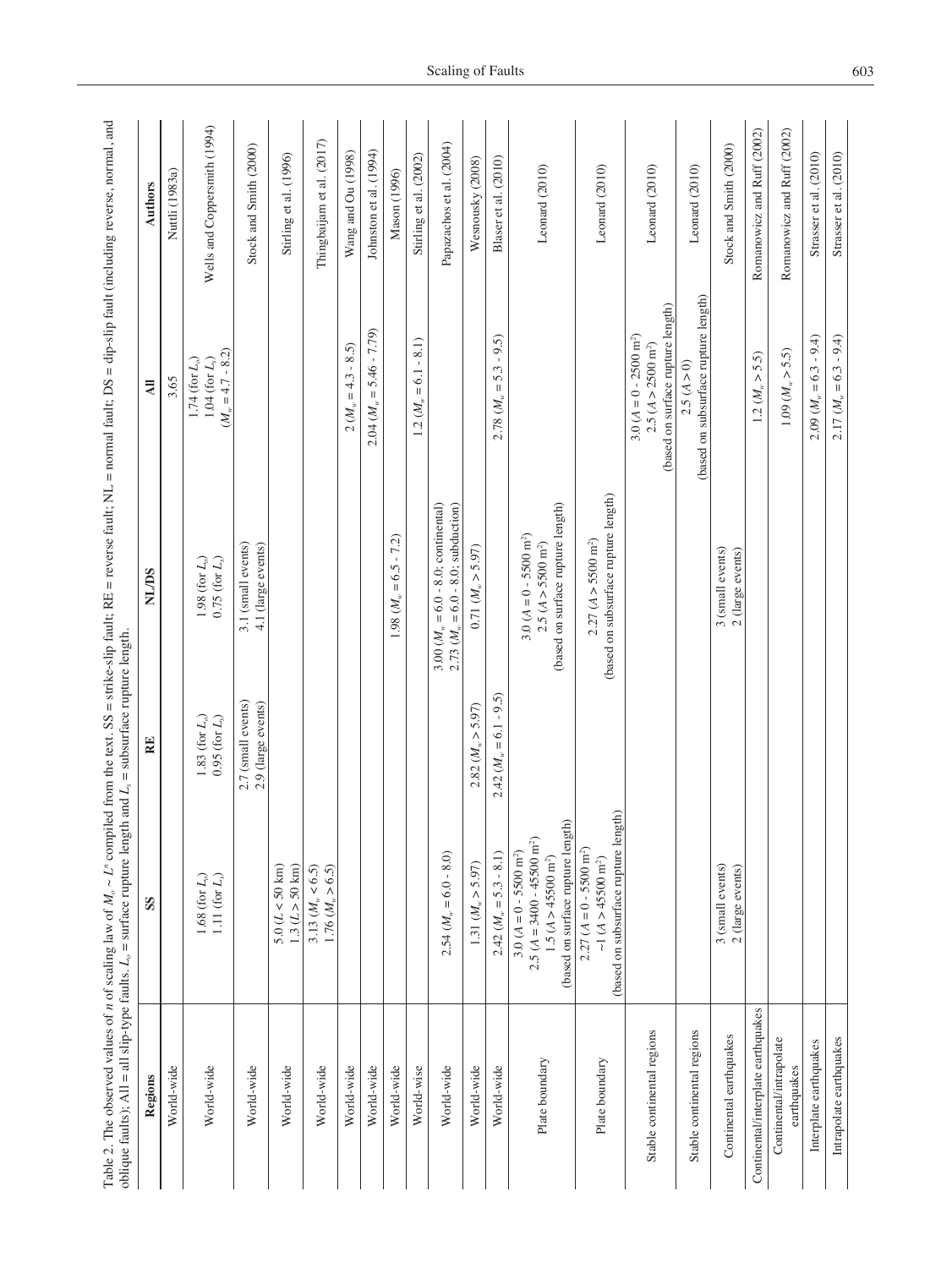Table 2. The observed values of $n$ of scaling law of $M_o \sim L^n$ compiled from the text. SS = strike-slip fault; RE = reverse fault; NL = normal fault; DS = dip-slip fault (including reverse, normal, and oblique faults); All = all slip-type faults. $L_o$ = surface rupture length and $L_s$ = subsurface rupture length.

| Regions | SS | RE | NL/DS | All | Authors |
|---|---|---|---|---|---|
| World-wide | | | | 3.65 | Nuttli (1983a) |
| World-wide | 1.68 (for $L_o$)<br>1.11 (for $L_s$) | 1.83 (for $L_o$)<br>0.95 (for $L_s$) | 1.98 (for $L_o$)<br>0.75 (for $L_s$) | 1.74 (for $L_o$)<br>1.04 (for $L_s$)<br>($M_w$ = 4.7 - 8.2) | Wells and Coppersmith (1994) |
| World-wide | | 2.7 (small events)<br>2.9 (large events) | 3.1 (small events)<br>4.1 (large events) | | Stock and Smith (2000) |
| World-wide | 5.0 ($L$ < 50 km)<br>1.3 ($L$ > 50 km) | | | | Stirling et al. (1996) |
| World-wide | 3.13 ($M_w$ < 6.5)<br>1.76 ($M_w$ > 6.5) | | | | Thingbaijam et al. (2017) |
| World-wide | | | | 2 ($M_w$ = 4.3 - 8.5) | Wang and Ou (1998) |
| World-wide | | | | 2.04 ($M_w$ = 5.46 - 7.79) | Johnston et al. (1994) |
| World-wide | | | 1.98 ($M_w$ = 6.5 - 7.2) | | Mason (1996) |
| World-wise | | | | 1.2 ($M_w$ = 6.1 - 8.1) | Stirling et al. (2002) |
| World-wide | 2.54 ($M_w$ = 6.0 - 8.0) | | 3.00 ($M_w$ = 6.0 - 8.0; continental)<br>2.73 ($M_w$ = 6.0 - 8.0; subduction) | | Papazachos et al. (2004) |
| World-wide | 1.31 ($M_w$ > 5.97) | 2.82 ($M_w$ > 5.97) | 0.71 ($M_w$ > 5.97) | | Wesnousky (2008) |
| World-wide | 2.42 ($M_w$ = 5.3 - 8.1) | 2.42 ($M_w$ = 6.1 - 9.5) | | 2.78 ($M_w$ = 5.3 - 9.5) | Blaser et al. (2010) |
| Plate boundary | 3.0 ($A$ = 0 - 5500 m$^2$)<br>2.5 ($A$ = 3400 - 45500 m$^2$)<br>1.5 ($A$ > 45500 m$^2$)<br>(based on surface rupture length) | | 3.0 ($A$ = 0 - 5500 m$^2$)<br>2.5 ($A$ > 5500 m$^2$)<br>(based on surface rupture length) | | Leonard (2010) |
| Plate boundary | 2.27 ($A$ = 0 - 5500 m$^2$)<br>~1 ($A$ > 45500 m$^2$)<br>(based on subsurface rupture length) | | 2.27 ($A$ > 5500 m$^2$)<br>(based on subsurface rupture length) | | Leonard (2010) |
| Stable continental regions | | | | 3.0 ($A$ = 0 - 2500 m$^2$)<br>2.5 ($A$ > 2500 m$^2$)<br>(based on surface rupture length) | Leonard (2010) |
| Stable continental regions | | | | 2.5 ($A$ > 0)<br>(based on subsurface rupture length) | Leonard (2010) |
| Continental earthquakes | 3 (small events)<br>2 (large events) | | 3 (small events)<br>2 (large events) | | Stock and Smith (2000) |
| Continental/interplate earthquakes | | | | 1.2 ($M_w$ > 5.5) | Romanowicz and Ruff (2002) |
| Continental/intrapolate earthquakes | | | | 1.09 ($M_w$ > 5.5) | Romanowicz and Ruff (2002) |
| Interplate earthquakes | | | | 2.09 ($M_w$ = 6.3 - 9.4) | Strasser et al. (2010) |
| Intrapolate earthquakes | | | | 2.17 ($M_w$ = 6.3 - 9.4) | Strasser et al. (2010) |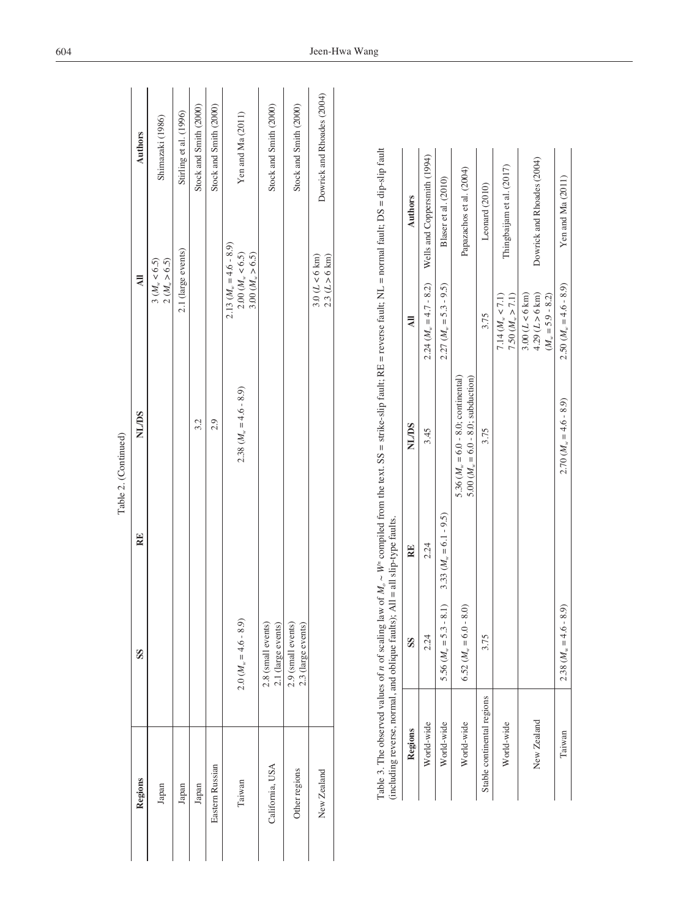Table 2. (Continued)

| Regions | SS | RE | NL/DS | All | Authors |
|---|---|---|---|---|---|
| Japan | | | | 3 ($M_w$ < 6.5)<br>2 ($M_w$ > 6.5) | Shimazaki (1986) |
| Japan | | | | 2.1 (large events) | Stirling et al. (1996) |
| Japan | | | 3.2 | | Stock and Smith (2000) |
| Eastern Russian | | | 2.9 | | Stock and Smith (2000) |
| Taiwan | 2.0 ($M_w$ = 4.6 - 8.9) | | 2.38 ($M_w$ = 4.6 - 8.9) | 2.13 ($M_w$ = 4.6 - 8.9)<br>2.00 ($M_w$ < 6.5)<br>3.00 ($M_w$ > 6.5) | Yen and Ma (2011) |
| California, USA | 2.8 (small events)<br>2.1 (large events) | | | | Stock and Smith (2000) |
| Other regions | 2.9 (small events)<br>2.3 (large events) | | | | Stock and Smith (2000) |
| New Zealand | | | | 3.0 (L < 6 km)<br>2.3 (L > 6 km) | Dowrick and Rhoades (2004) |

Table 3. The observed values of $n$ of scaling law of $M_o \sim W^n$ compiled from the text. SS = strike-slip fault; RE = reverse fault; NL = normal fault; DS = dip-slip fault (including reverse, normal, and oblique faults); All = all slip-type faults.

| Regions | SS | RE | NL/DS | All | Authors |
|---|---|---|---|---|---|
| World-wide | 2.24 | 2.24 | 3.45 | 2.24 ($M_w$ = 4.7 - 8.2) | Wells and Coppersmith (1994) |
| World-wide | 5.56 ($M_w$ = 5.3 - 8.1) | 3.33 ($M_w$ = 6.1 - 9.5) | | 2.27 ($M_w$ = 5.3 - 9.5) | Blaser et al. (2010) |
| World-wide | 6.52 ($M_w$ = 6.0 - 8.0) | | 5.36 ($M_w$ = 6.0 - 8.0; continental)<br>5.00 ($M_w$ = 6.0 - 8.0; subduction) | | Papazachos et al. (2004) |
| Stable continental regions | 3.75 | | 3.75 | 3.75 | Leonard (2010) |
| World-wide | | | | 7.14 ($M_w$ < 7.1)<br>7.50 ($M_w$ > 7.1) | Thingbaijam et al. (2017) |
| New Zealand | | | | 3.00 (L < 6 km)<br>4.29 (L > 6 km)<br>($M_w$ = 5.9 - 8.2) | Dowrick and Rhoades (2004) |
| Taiwan | 2.38 ($M_w$ = 4.6 - 8.9) | | 2.70 ($M_w$ = 4.6 - 8.9) | 2.50 ($M_w$ = 4.6 - 8.9) | Yen and Ma (2011) |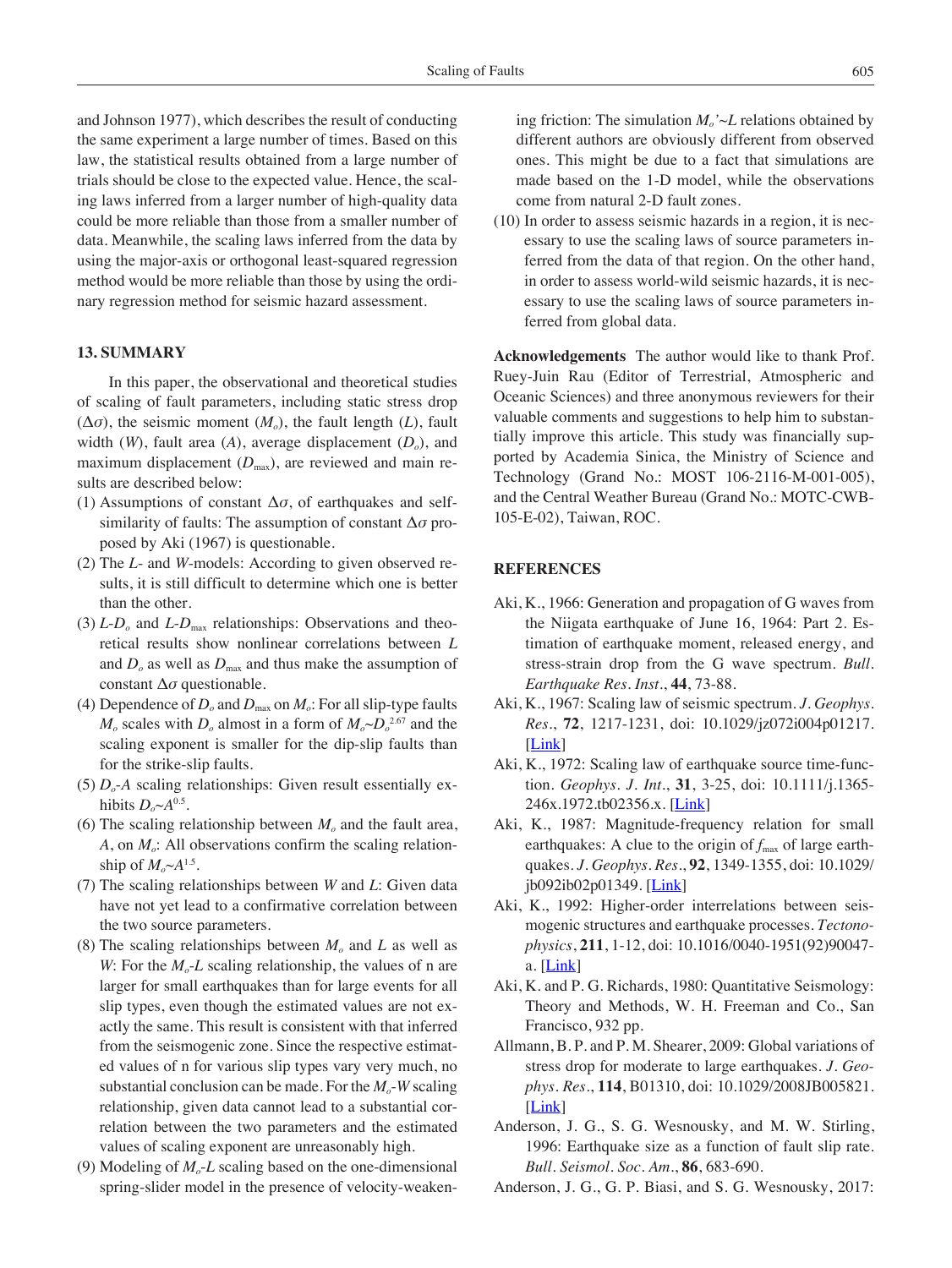and Johnson 1977), which describes the result of conducting the same experiment a large number of times. Based on this law, the statistical results obtained from a large number of trials should be close to the expected value. Hence, the scaling laws inferred from a larger number of high-quality data could be more reliable than those from a smaller number of data. Meanwhile, the scaling laws inferred from the data by using the major-axis or orthogonal least-squared regression method would be more reliable than those by using the ordinary regression method for seismic hazard assessment.

## 13. SUMMARY

In this paper, the observational and theoretical studies of scaling of fault parameters, including static stress drop ($\Delta\sigma$), the seismic moment ($M_o$), the fault length ($L$), fault width ($W$), fault area ($A$), average displacement ($D_o$), and maximum displacement ($D_{max}$), are reviewed and main results are described below:

(1) Assumptions of constant $\Delta\sigma$, of earthquakes and self-similarity of faults: The assumption of constant $\Delta\sigma$ proposed by Aki (1967) is questionable.

(2) The $L$- and $W$-models: According to given observed results, it is still difficult to determine which one is better than the other.

(3) $L$-$D_o$ and $L$-$D_{max}$ relationships: Observations and theoretical results show nonlinear correlations between $L$ and $D_o$ as well as $D_{max}$ and thus make the assumption of constant $\Delta\sigma$ questionable.

(4) Dependence of $D_o$ and $D_{max}$ on $M_o$: For all slip-type faults $M_o$ scales with $D_o$ almost in a form of $M_o$~$D_o^{2.67}$ and the scaling exponent is smaller for the dip-slip faults than for the strike-slip faults.

(5) $D_o$-$A$ scaling relationships: Given result essentially exhibits $D_o$~$A^{0.5}$.

(6) The scaling relationship between $M_o$ and the fault area, $A$, on $M_o$: All observations confirm the scaling relationship of $M_o$~$A^{1.5}$.

(7) The scaling relationships between $W$ and $L$: Given data have not yet lead to a confirmative correlation between the two source parameters.

(8) The scaling relationships between $M_o$ and $L$ as well as $W$: For the $M_o$-$L$ scaling relationship, the values of n are larger for small earthquakes than for large events for all slip types, even though the estimated values are not exactly the same. This result is consistent with that inferred from the seismogenic zone. Since the respective estimated values of n for various slip types vary very much, no substantial conclusion can be made. For the $M_o$-$W$ scaling relationship, given data cannot lead to a substantial correlation between the two parameters and the estimated values of scaling exponent are unreasonably high.

(9) Modeling of $M_o$-$L$ scaling based on the one-dimensional spring-slider model in the presence of velocity-weakening friction: The simulation $M_o$'~$L$ relations obtained by different authors are obviously different from observed ones. This might be due to a fact that simulations are made based on the 1-D model, while the observations come from natural 2-D fault zones.

(10) In order to assess seismic hazards in a region, it is necessary to use the scaling laws of source parameters inferred from the data of that region. On the other hand, in order to assess world-wild seismic hazards, it is necessary to use the scaling laws of source parameters inferred from global data.

**Acknowledgements** The author would like to thank Prof. Ruey-Juin Rau (Editor of Terrestrial, Atmospheric and Oceanic Sciences) and three anonymous reviewers for their valuable comments and suggestions to help him to substantially improve this article. This study was financially supported by Academia Sinica, the Ministry of Science and Technology (Grand No.: MOST 106-2116-M-001-005), and the Central Weather Bureau (Grand No.: MOTC-CWB-105-E-02), Taiwan, ROC.

## REFERENCES

Aki, K., 1966: Generation and propagation of G waves from the Niigata earthquake of June 16, 1964: Part 2. Estimation of earthquake moment, released energy, and stress-strain drop from the G wave spectrum. *Bull. Earthquake Res. Inst.*, **44**, 73-88.

Aki, K., 1967: Scaling law of seismic spectrum. *J. Geophys. Res.*, **72**, 1217-1231, doi: 10.1029/jz072i004p01217. [Link]

Aki, K., 1972: Scaling law of earthquake source time-function. *Geophys. J. Int.*, **31**, 3-25, doi: 10.1111/j.1365-246x.1972.tb02356.x. [Link]

Aki, K., 1987: Magnitude-frequency relation for small earthquakes: A clue to the origin of $f_{max}$ of large earthquakes. *J. Geophys. Res.*, **92**, 1349-1355, doi: 10.1029/jb092ib02p01349. [Link]

Aki, K., 1992: Higher-order interrelations between seismogenic structures and earthquake processes. *Tectonophysics*, **211**, 1-12, doi: 10.1016/0040-1951(92)90047-a. [Link]

Aki, K. and P. G. Richards, 1980: Quantitative Seismology: Theory and Methods, W. H. Freeman and Co., San Francisco, 932 pp.

Allmann, B. P. and P. M. Shearer, 2009: Global variations of stress drop for moderate to large earthquakes. *J. Geophys. Res.*, **114**, B01310, doi: 10.1029/2008JB005821. [Link]

Anderson, J. G., S. G. Wesnousky, and M. W. Stirling, 1996: Earthquake size as a function of fault slip rate. *Bull. Seismol. Soc. Am.*, **86**, 683-690.

Anderson, J. G., G. P. Biasi, and S. G. Wesnousky, 2017: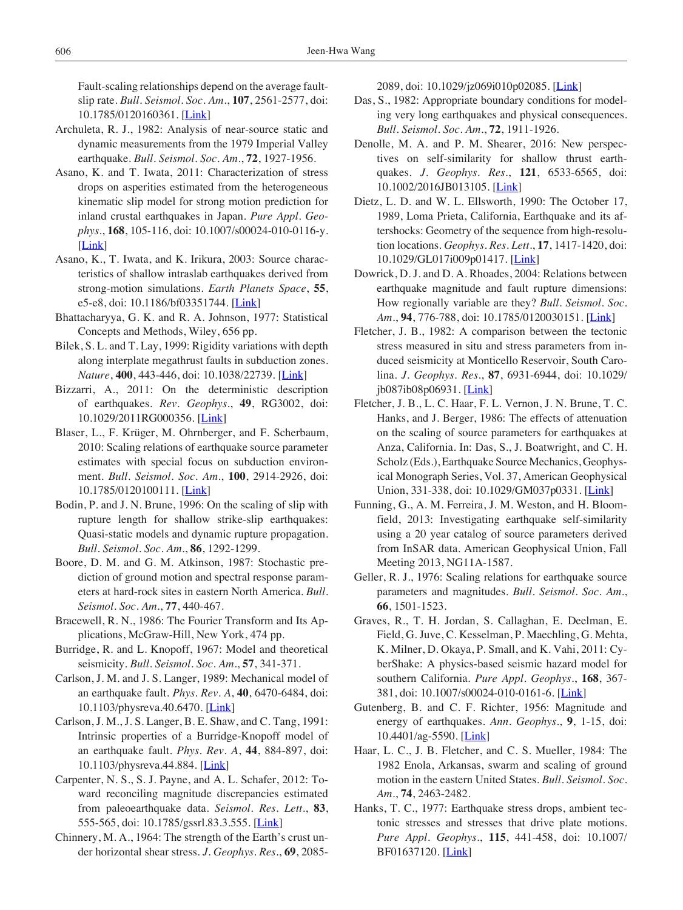Fault-scaling relationships depend on the average fault-slip rate. *Bull. Seismol. Soc. Am.*, **107**, 2561-2577, doi: 10.1785/0120160361. [Link]

Archuleta, R. J., 1982: Analysis of near-source static and dynamic measurements from the 1979 Imperial Valley earthquake. *Bull. Seismol. Soc. Am.*, **72**, 1927-1956.

Asano, K. and T. Iwata, 2011: Characterization of stress drops on asperities estimated from the heterogeneous kinematic slip model for strong motion prediction for inland crustal earthquakes in Japan. *Pure Appl. Geophys.*, **168**, 105-116, doi: 10.1007/s00024-010-0116-y. [Link]

Asano, K., T. Iwata, and K. Irikura, 2003: Source characteristics of shallow intraslab earthquakes derived from strong-motion simulations. *Earth Planets Space*, **55**, e5-e8, doi: 10.1186/bf03351744. [Link]

Bhattacharyya, G. K. and R. A. Johnson, 1977: Statistical Concepts and Methods, Wiley, 656 pp.

Bilek, S. L. and T. Lay, 1999: Rigidity variations with depth along interplate megathrust faults in subduction zones. *Nature*, **400**, 443-446, doi: 10.1038/22739. [Link]

Bizzarri, A., 2011: On the deterministic description of earthquakes. *Rev. Geophys.*, **49**, RG3002, doi: 10.1029/2011RG000356. [Link]

Blaser, L., F. Krüger, M. Ohrnberger, and F. Scherbaum, 2010: Scaling relations of earthquake source parameter estimates with special focus on subduction environment. *Bull. Seismol. Soc. Am.*, **100**, 2914-2926, doi: 10.1785/0120100111. [Link]

Bodin, P. and J. N. Brune, 1996: On the scaling of slip with rupture length for shallow strike-slip earthquakes: Quasi-static models and dynamic rupture propagation. *Bull. Seismol. Soc. Am.*, **86**, 1292-1299.

Boore, D. M. and G. M. Atkinson, 1987: Stochastic prediction of ground motion and spectral response parameters at hard-rock sites in eastern North America. *Bull. Seismol. Soc. Am.*, **77**, 440-467.

Bracewell, R. N., 1986: The Fourier Transform and Its Applications, McGraw-Hill, New York, 474 pp.

Burridge, R. and L. Knopoff, 1967: Model and theoretical seismicity. *Bull. Seismol. Soc. Am.*, **57**, 341-371.

Carlson, J. M. and J. S. Langer, 1989: Mechanical model of an earthquake fault. *Phys. Rev. A*, **40**, 6470-6484, doi: 10.1103/physreva.40.6470. [Link]

Carlson, J. M., J. S. Langer, B. E. Shaw, and C. Tang, 1991: Intrinsic properties of a Burridge-Knopoff model of an earthquake fault. *Phys. Rev. A*, **44**, 884-897, doi: 10.1103/physreva.44.884. [Link]

Carpenter, N. S., S. J. Payne, and A. L. Schafer, 2012: Toward reconciling magnitude discrepancies estimated from paleoearthquake data. *Seismol. Res. Lett.*, **83**, 555-565, doi: 10.1785/gssrl.83.3.555. [Link]

Chinnery, M. A., 1964: The strength of the Earth's crust under horizontal shear stress. *J. Geophys. Res.*, **69**, 2085-2089, doi: 10.1029/jz069i010p02085. [Link]

Das, S., 1982: Appropriate boundary conditions for modeling very long earthquakes and physical consequences. *Bull. Seismol. Soc. Am.*, **72**, 1911-1926.

Denolle, M. A. and P. M. Shearer, 2016: New perspectives on self-similarity for shallow thrust earthquakes. *J. Geophys. Res.*, **121**, 6533-6565, doi: 10.1002/2016JB013105. [Link]

Dietz, L. D. and W. L. Ellsworth, 1990: The October 17, 1989, Loma Prieta, California, Earthquake and its aftershocks: Geometry of the sequence from high-resolution locations. *Geophys. Res. Lett.*, **17**, 1417-1420, doi: 10.1029/GL017i009p01417. [Link]

Dowrick, D. J. and D. A. Rhoades, 2004: Relations between earthquake magnitude and fault rupture dimensions: How regionally variable are they? *Bull. Seismol. Soc. Am.*, **94**, 776-788, doi: 10.1785/0120030151. [Link]

Fletcher, J. B., 1982: A comparison between the tectonic stress measured in situ and stress parameters from induced seismicity at Monticello Reservoir, South Carolina. *J. Geophys. Res.*, **87**, 6931-6944, doi: 10.1029/jb087ib08p06931. [Link]

Fletcher, J. B., L. C. Haar, F. L. Vernon, J. N. Brune, T. C. Hanks, and J. Berger, 1986: The effects of attenuation on the scaling of source parameters for earthquakes at Anza, California. In: Das, S., J. Boatwright, and C. H. Scholz (Eds.), Earthquake Source Mechanics, Geophysical Monograph Series, Vol. 37, American Geophysical Union, 331-338, doi: 10.1029/GM037p0331. [Link]

Funning, G., A. M. Ferreira, J. M. Weston, and H. Bloomfield, 2013: Investigating earthquake self-similarity using a 20 year catalog of source parameters derived from InSAR data. American Geophysical Union, Fall Meeting 2013, NG11A-1587.

Geller, R. J., 1976: Scaling relations for earthquake source parameters and magnitudes. *Bull. Seismol. Soc. Am.*, **66**, 1501-1523.

Graves, R., T. H. Jordan, S. Callaghan, E. Deelman, E. Field, G. Juve, C. Kesselman, P. Maechling, G. Mehta, K. Milner, D. Okaya, P. Small, and K. Vahi, 2011: CyberShake: A physics-based seismic hazard model for southern California. *Pure Appl. Geophys.*, **168**, 367-381, doi: 10.1007/s00024-010-0161-6. [Link]

Gutenberg, B. and C. F. Richter, 1956: Magnitude and energy of earthquakes. *Ann. Geophys.*, **9**, 1-15, doi: 10.4401/ag-5590. [Link]

Haar, L. C., J. B. Fletcher, and C. S. Mueller, 1984: The 1982 Enola, Arkansas, swarm and scaling of ground motion in the eastern United States. *Bull. Seismol. Soc. Am.*, **74**, 2463-2482.

Hanks, T. C., 1977: Earthquake stress drops, ambient tectonic stresses and stresses that drive plate motions. *Pure Appl. Geophys.*, **115**, 441-458, doi: 10.1007/BF01637120. [Link]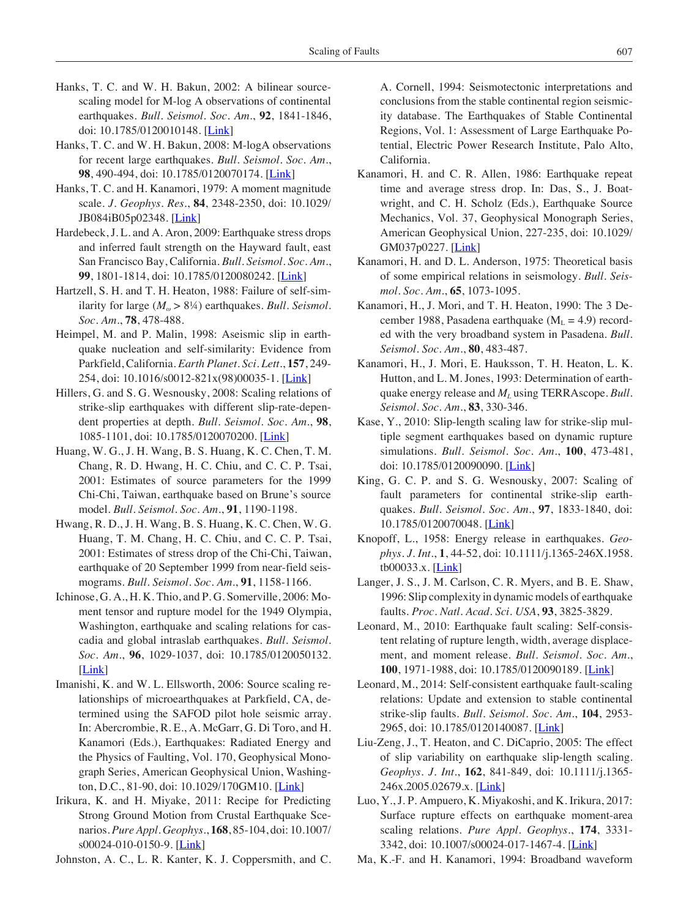Hanks, T. C. and W. H. Bakun, 2002: A bilinear source-scaling model for M-log A observations of continental earthquakes. *Bull. Seismol. Soc. Am.*, **92**, 1841-1846, doi: 10.1785/0120010148. [Link]

Hanks, T. C. and W. H. Bakun, 2008: M-logA observations for recent large earthquakes. *Bull. Seismol. Soc. Am.*, **98**, 490-494, doi: 10.1785/0120070174. [Link]

Hanks, T. C. and H. Kanamori, 1979: A moment magnitude scale. *J. Geophys. Res.*, **84**, 2348-2350, doi: 10.1029/JB084iB05p02348. [Link]

Hardebeck, J. L. and A. Aron, 2009: Earthquake stress drops and inferred fault strength on the Hayward fault, east San Francisco Bay, California. *Bull. Seismol. Soc. Am.*, **99**, 1801-1814, doi: 10.1785/0120080242. [Link]

Hartzell, S. H. and T. H. Heaton, 1988: Failure of self-similarity for large ($M_\omega > 8¼$) earthquakes. *Bull. Seismol. Soc. Am.*, **78**, 478-488.

Heimpel, M. and P. Malin, 1998: Aseismic slip in earthquake nucleation and self-similarity: Evidence from Parkfield, California. *Earth Planet. Sci. Lett.*, **157**, 249-254, doi: 10.1016/s0012-821x(98)00035-1. [Link]

Hillers, G. and S. G. Wesnousky, 2008: Scaling relations of strike-slip earthquakes with different slip-rate-dependent properties at depth. *Bull. Seismol. Soc. Am.*, **98**, 1085-1101, doi: 10.1785/0120070200. [Link]

Huang, W. G., J. H. Wang, B. S. Huang, K. C. Chen, T. M. Chang, R. D. Hwang, H. C. Chiu, and C. C. P. Tsai, 2001: Estimates of source parameters for the 1999 Chi-Chi, Taiwan, earthquake based on Brune's source model. *Bull. Seismol. Soc. Am.*, **91**, 1190-1198.

Hwang, R. D., J. H. Wang, B. S. Huang, K. C. Chen, W. G. Huang, T. M. Chang, H. C. Chiu, and C. C. P. Tsai, 2001: Estimates of stress drop of the Chi-Chi, Taiwan, earthquake of 20 September 1999 from near-field seismograms. *Bull. Seismol. Soc. Am.*, **91**, 1158-1166.

Ichinose, G. A., H. K. Thio, and P. G. Somerville, 2006: Moment tensor and rupture model for the 1949 Olympia, Washington, earthquake and scaling relations for cascadia and global intraslab earthquakes. *Bull. Seismol. Soc. Am.*, **96**, 1029-1037, doi: 10.1785/0120050132. [Link]

Imanishi, K. and W. L. Ellsworth, 2006: Source scaling relationships of microearthquakes at Parkfield, CA, determined using the SAFOD pilot hole seismic array. In: Abercrombie, R. E., A. McGarr, G. Di Toro, and H. Kanamori (Eds.), Earthquakes: Radiated Energy and the Physics of Faulting, Vol. 170, Geophysical Monograph Series, American Geophysical Union, Washington, D.C., 81-90, doi: 10.1029/170GM10. [Link]

Irikura, K. and H. Miyake, 2011: Recipe for Predicting Strong Ground Motion from Crustal Earthquake Scenarios. *Pure Appl. Geophys.*, **168**, 85-104, doi: 10.1007/s00024-010-0150-9. [Link]

Johnston, A. C., L. R. Kanter, K. J. Coppersmith, and C. A. Cornell, 1994: Seismotectonic interpretations and conclusions from the stable continental region seismicity database. The Earthquakes of Stable Continental Regions, Vol. 1: Assessment of Large Earthquake Potential, Electric Power Research Institute, Palo Alto, California.

Kanamori, H. and C. R. Allen, 1986: Earthquake repeat time and average stress drop. In: Das, S., J. Boatwright, and C. H. Scholz (Eds.), Earthquake Source Mechanics, Vol. 37, Geophysical Monograph Series, American Geophysical Union, 227-235, doi: 10.1029/GM037p0227. [Link]

Kanamori, H. and D. L. Anderson, 1975: Theoretical basis of some empirical relations in seismology. *Bull. Seismol. Soc. Am.*, **65**, 1073-1095.

Kanamori, H., J. Mori, and T. H. Heaton, 1990: The 3 December 1988, Pasadena earthquake ($M_L = 4.9$) recorded with the very broadband system in Pasadena. *Bull. Seismol. Soc. Am.*, **80**, 483-487.

Kanamori, H., J. Mori, E. Hauksson, T. H. Heaton, L. K. Hutton, and L. M. Jones, 1993: Determination of earthquake energy release and $M_L$ using TERRAscope. *Bull. Seismol. Soc. Am.*, **83**, 330-346.

Kase, Y., 2010: Slip-length scaling law for strike-slip multiple segment earthquakes based on dynamic rupture simulations. *Bull. Seismol. Soc. Am.*, **100**, 473-481, doi: 10.1785/0120090090. [Link]

King, G. C. P. and S. G. Wesnousky, 2007: Scaling of fault parameters for continental strike-slip earthquakes. *Bull. Seismol. Soc. Am.*, **97**, 1833-1840, doi: 10.1785/0120070048. [Link]

Knopoff, L., 1958: Energy release in earthquakes. *Geophys. J. Int.*, **1**, 44-52, doi: 10.1111/j.1365-246X.1958.tb00033.x. [Link]

Langer, J. S., J. M. Carlson, C. R. Myers, and B. E. Shaw, 1996: Slip complexity in dynamic models of earthquake faults. *Proc. Natl. Acad. Sci. USA*, **93**, 3825-3829.

Leonard, M., 2010: Earthquake fault scaling: Self-consistent relating of rupture length, width, average displacement, and moment release. *Bull. Seismol. Soc. Am.*, **100**, 1971-1988, doi: 10.1785/0120090189. [Link]

Leonard, M., 2014: Self-consistent earthquake fault-scaling relations: Update and extension to stable continental strike-slip faults. *Bull. Seismol. Soc. Am.*, **104**, 2953-2965, doi: 10.1785/0120140087. [Link]

Liu-Zeng, J., T. Heaton, and C. DiCaprio, 2005: The effect of slip variability on earthquake slip-length scaling. *Geophys. J. Int.*, **162**, 841-849, doi: 10.1111/j.1365-246x.2005.02679.x. [Link]

Luo, Y., J. P. Ampuero, K. Miyakoshi, and K. Irikura, 2017: Surface rupture effects on earthquake moment-area scaling relations. *Pure Appl. Geophys.*, **174**, 3331-3342, doi: 10.1007/s00024-017-1467-4. [Link]

Ma, K.-F. and H. Kanamori, 1994: Broadband waveform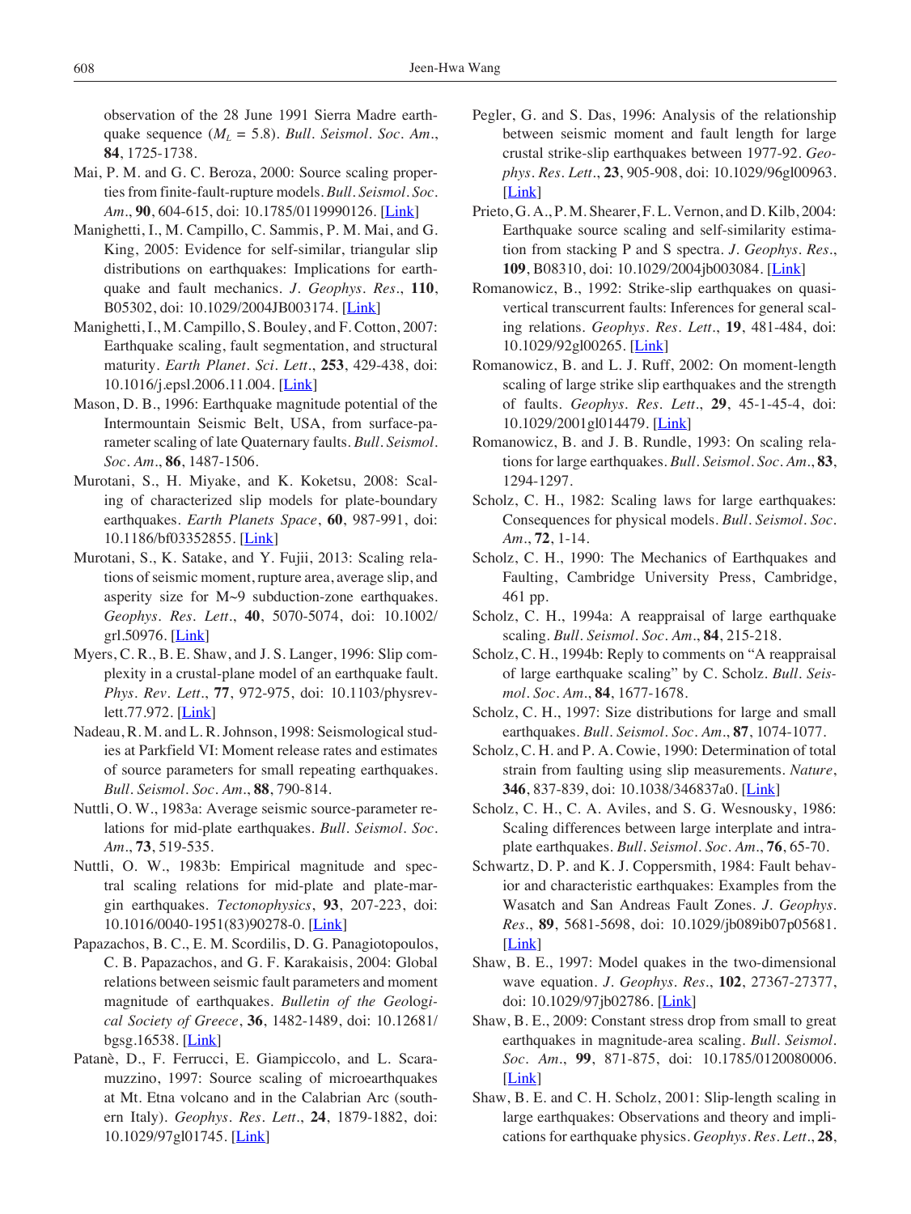observation of the 28 June 1991 Sierra Madre earthquake sequence ($M_L$ = 5.8). *Bull. Seismol. Soc. Am.*, **84**, 1725-1738.

Mai, P. M. and G. C. Beroza, 2000: Source scaling properties from finite-fault-rupture models. *Bull. Seismol. Soc. Am.*, **90**, 604-615, doi: 10.1785/0119990126. [Link]

Manighetti, I., M. Campillo, C. Sammis, P. M. Mai, and G. King, 2005: Evidence for self-similar, triangular slip distributions on earthquakes: Implications for earthquake and fault mechanics. *J. Geophys. Res.*, **110**, B05302, doi: 10.1029/2004JB003174. [Link]

Manighetti, I., M. Campillo, S. Bouley, and F. Cotton, 2007: Earthquake scaling, fault segmentation, and structural maturity. *Earth Planet. Sci. Lett.*, **253**, 429-438, doi: 10.1016/j.epsl.2006.11.004. [Link]

Mason, D. B., 1996: Earthquake magnitude potential of the Intermountain Seismic Belt, USA, from surface-parameter scaling of late Quaternary faults. *Bull. Seismol. Soc. Am.*, **86**, 1487-1506.

Murotani, S., H. Miyake, and K. Koketsu, 2008: Scaling of characterized slip models for plate-boundary earthquakes. *Earth Planets Space*, **60**, 987-991, doi: 10.1186/bf03352855. [Link]

Murotani, S., K. Satake, and Y. Fujii, 2013: Scaling relations of seismic moment, rupture area, average slip, and asperity size for M~9 subduction-zone earthquakes. *Geophys. Res. Lett.*, **40**, 5070-5074, doi: 10.1002/grl.50976. [Link]

Myers, C. R., B. E. Shaw, and J. S. Langer, 1996: Slip complexity in a crustal-plane model of an earthquake fault. *Phys. Rev. Lett.*, **77**, 972-975, doi: 10.1103/physrevlett.77.972. [Link]

Nadeau, R. M. and L. R. Johnson, 1998: Seismological studies at Parkfield VI: Moment release rates and estimates of source parameters for small repeating earthquakes. *Bull. Seismol. Soc. Am.*, **88**, 790-814.

Nuttli, O. W., 1983a: Average seismic source-parameter relations for mid-plate earthquakes. *Bull. Seismol. Soc. Am.*, **73**, 519-535.

Nuttli, O. W., 1983b: Empirical magnitude and spectral scaling relations for mid-plate and plate-margin earthquakes. *Tectonophysics*, **93**, 207-223, doi: 10.1016/0040-1951(83)90278-0. [Link]

Papazachos, B. C., E. M. Scordilis, D. G. Panagiotopoulos, C. B. Papazachos, and G. F. Karakaisis, 2004: Global relations between seismic fault parameters and moment magnitude of earthquakes. *Bulletin of the Geological Society of Greece*, **36**, 1482-1489, doi: 10.12681/bgsg.16538. [Link]

Patanè, D., F. Ferrucci, E. Giampiccolo, and L. Scaramuzzino, 1997: Source scaling of microearthquakes at Mt. Etna volcano and in the Calabrian Arc (southern Italy). *Geophys. Res. Lett.*, **24**, 1879-1882, doi: 10.1029/97gl01745. [Link]

Pegler, G. and S. Das, 1996: Analysis of the relationship between seismic moment and fault length for large crustal strike-slip earthquakes between 1977-92. *Geophys. Res. Lett.*, **23**, 905-908, doi: 10.1029/96gl00963. [Link]

Prieto, G. A., P. M. Shearer, F. L. Vernon, and D. Kilb, 2004: Earthquake source scaling and self-similarity estimation from stacking P and S spectra. *J. Geophys. Res.*, **109**, B08310, doi: 10.1029/2004jb003084. [Link]

Romanowicz, B., 1992: Strike-slip earthquakes on quasi-vertical transcurrent faults: Inferences for general scaling relations. *Geophys. Res. Lett.*, **19**, 481-484, doi: 10.1029/92gl00265. [Link]

Romanowicz, B. and L. J. Ruff, 2002: On moment-length scaling of large strike slip earthquakes and the strength of faults. *Geophys. Res. Lett.*, **29**, 45-1-45-4, doi: 10.1029/2001gl014479. [Link]

Romanowicz, B. and J. B. Rundle, 1993: On scaling relations for large earthquakes. *Bull. Seismol. Soc. Am.*, **83**, 1294-1297.

Scholz, C. H., 1982: Scaling laws for large earthquakes: Consequences for physical models. *Bull. Seismol. Soc. Am.*, **72**, 1-14.

Scholz, C. H., 1990: The Mechanics of Earthquakes and Faulting, Cambridge University Press, Cambridge, 461 pp.

Scholz, C. H., 1994a: A reappraisal of large earthquake scaling. *Bull. Seismol. Soc. Am.*, **84**, 215-218.

Scholz, C. H., 1994b: Reply to comments on "A reappraisal of large earthquake scaling" by C. Scholz. *Bull. Seismol. Soc. Am.*, **84**, 1677-1678.

Scholz, C. H., 1997: Size distributions for large and small earthquakes. *Bull. Seismol. Soc. Am.*, **87**, 1074-1077.

Scholz, C. H. and P. A. Cowie, 1990: Determination of total strain from faulting using slip measurements. *Nature*, **346**, 837-839, doi: 10.1038/346837a0. [Link]

Scholz, C. H., C. A. Aviles, and S. G. Wesnousky, 1986: Scaling differences between large interplate and intraplate earthquakes. *Bull. Seismol. Soc. Am.*, **76**, 65-70.

Schwartz, D. P. and K. J. Coppersmith, 1984: Fault behavior and characteristic earthquakes: Examples from the Wasatch and San Andreas Fault Zones. *J. Geophys. Res.*, **89**, 5681-5698, doi: 10.1029/jb089ib07p05681. [Link]

Shaw, B. E., 1997: Model quakes in the two-dimensional wave equation. *J. Geophys. Res.*, **102**, 27367-27377, doi: 10.1029/97jb02786. [Link]

Shaw, B. E., 2009: Constant stress drop from small to great earthquakes in magnitude-area scaling. *Bull. Seismol. Soc. Am.*, **99**, 871-875, doi: 10.1785/0120080006. [Link]

Shaw, B. E. and C. H. Scholz, 2001: Slip-length scaling in large earthquakes: Observations and theory and implications for earthquake physics. *Geophys. Res. Lett.*, **28**,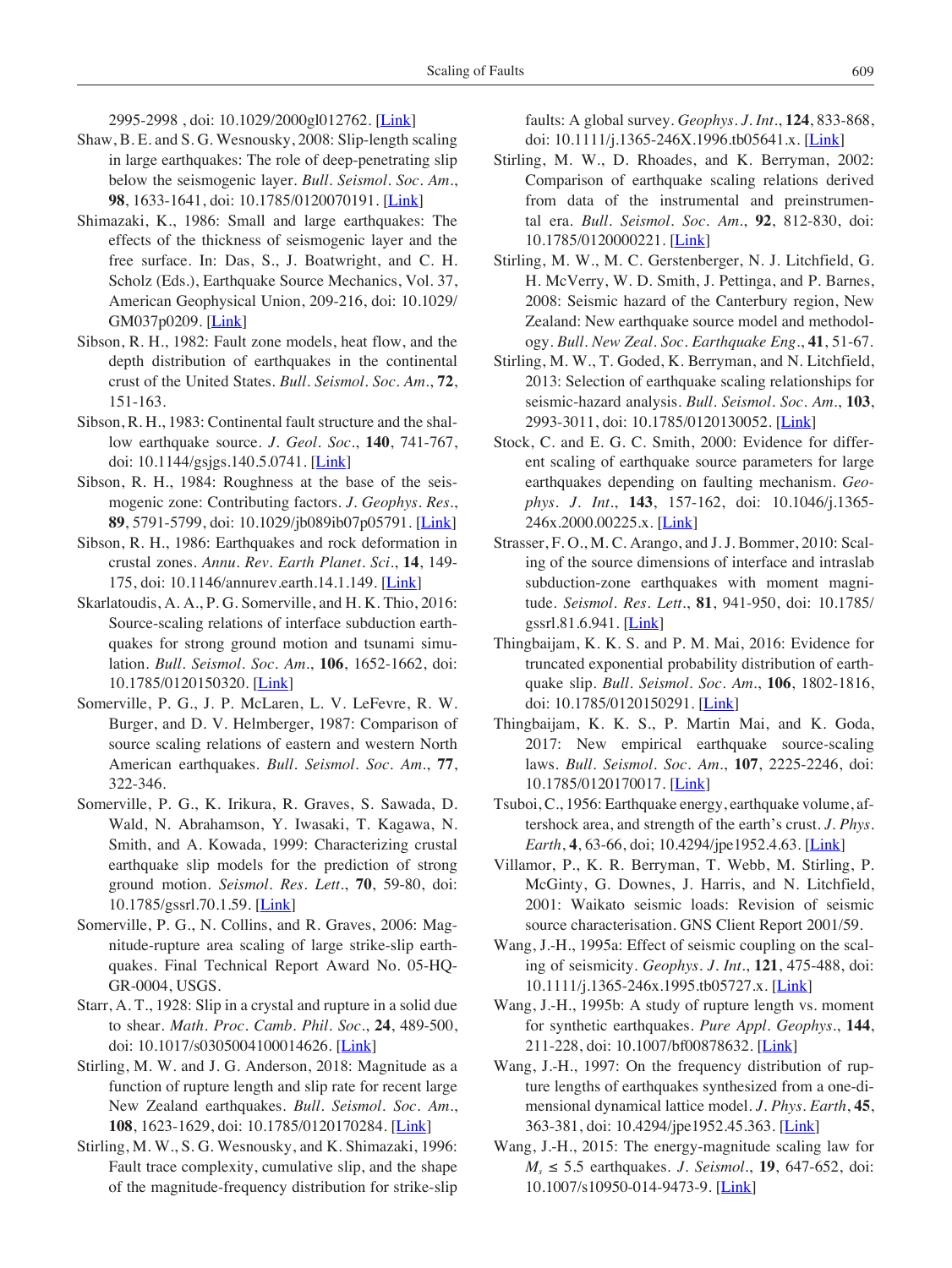2995-2998 , doi: 10.1029/2000gl012762. [Link]

Shaw, B. E. and S. G. Wesnousky, 2008: Slip-length scaling in large earthquakes: The role of deep-penetrating slip below the seismogenic layer. *Bull. Seismol. Soc. Am.*, **98**, 1633-1641, doi: 10.1785/0120070191. [Link]

Shimazaki, K., 1986: Small and large earthquakes: The effects of the thickness of seismogenic layer and the free surface. In: Das, S., J. Boatwright, and C. H. Scholz (Eds.), Earthquake Source Mechanics, Vol. 37, American Geophysical Union, 209-216, doi: 10.1029/GM037p0209. [Link]

Sibson, R. H., 1982: Fault zone models, heat flow, and the depth distribution of earthquakes in the continental crust of the United States. *Bull. Seismol. Soc. Am.*, **72**, 151-163.

Sibson, R. H., 1983: Continental fault structure and the shallow earthquake source. *J. Geol. Soc.*, **140**, 741-767, doi: 10.1144/gsjgs.140.5.0741. [Link]

Sibson, R. H., 1984: Roughness at the base of the seismogenic zone: Contributing factors. *J. Geophys. Res.*, **89**, 5791-5799, doi: 10.1029/jb089ib07p05791. [Link]

Sibson, R. H., 1986: Earthquakes and rock deformation in crustal zones. *Annu. Rev. Earth Planet. Sci.*, **14**, 149-175, doi: 10.1146/annurev.earth.14.1.149. [Link]

Skarlatoudis, A. A., P. G. Somerville, and H. K. Thio, 2016: Source-scaling relations of interface subduction earthquakes for strong ground motion and tsunami simulation. *Bull. Seismol. Soc. Am.*, **106**, 1652-1662, doi: 10.1785/0120150320. [Link]

Somerville, P. G., J. P. McLaren, L. V. LeFevre, R. W. Burger, and D. V. Helmberger, 1987: Comparison of source scaling relations of eastern and western North American earthquakes. *Bull. Seismol. Soc. Am.*, **77**, 322-346.

Somerville, P. G., K. Irikura, R. Graves, S. Sawada, D. Wald, N. Abrahamson, Y. Iwasaki, T. Kagawa, N. Smith, and A. Kowada, 1999: Characterizing crustal earthquake slip models for the prediction of strong ground motion. *Seismol. Res. Lett.*, **70**, 59-80, doi: 10.1785/gssrl.70.1.59. [Link]

Somerville, P. G., N. Collins, and R. Graves, 2006: Magnitude-rupture area scaling of large strike-slip earthquakes. Final Technical Report Award No. 05-HQ-GR-0004, USGS.

Starr, A. T., 1928: Slip in a crystal and rupture in a solid due to shear. *Math. Proc. Camb. Phil. Soc.*, **24**, 489-500, doi: 10.1017/s0305004100014626. [Link]

Stirling, M. W. and J. G. Anderson, 2018: Magnitude as a function of rupture length and slip rate for recent large New Zealand earthquakes. *Bull. Seismol. Soc. Am.*, **108**, 1623-1629, doi: 10.1785/0120170284. [Link]

Stirling, M. W., S. G. Wesnousky, and K. Shimazaki, 1996: Fault trace complexity, cumulative slip, and the shape of the magnitude-frequency distribution for strike-slip faults: A global survey. *Geophys. J. Int.*, **124**, 833-868, doi: 10.1111/j.1365-246X.1996.tb05641.x. [Link]

Stirling, M. W., D. Rhoades, and K. Berryman, 2002: Comparison of earthquake scaling relations derived from data of the instrumental and preinstrumental era. *Bull. Seismol. Soc. Am.*, **92**, 812-830, doi: 10.1785/0120000221. [Link]

Stirling, M. W., M. C. Gerstenberger, N. J. Litchfield, G. H. McVerry, W. D. Smith, J. Pettinga, and P. Barnes, 2008: Seismic hazard of the Canterbury region, New Zealand: New earthquake source model and methodology. *Bull. New Zeal. Soc. Earthquake Eng.*, **41**, 51-67.

Stirling, M. W., T. Goded, K. Berryman, and N. Litchfield, 2013: Selection of earthquake scaling relationships for seismic-hazard analysis. *Bull. Seismol. Soc. Am.*, **103**, 2993-3011, doi: 10.1785/0120130052. [Link]

Stock, C. and E. G. C. Smith, 2000: Evidence for different scaling of earthquake source parameters for large earthquakes depending on faulting mechanism. *Geophys. J. Int.*, **143**, 157-162, doi: 10.1046/j.1365-246x.2000.00225.x. [Link]

Strasser, F. O., M. C. Arango, and J. J. Bommer, 2010: Scaling of the source dimensions of interface and intraslab subduction-zone earthquakes with moment magnitude. *Seismol. Res. Lett.*, **81**, 941-950, doi: 10.1785/gssrl.81.6.941. [Link]

Thingbaijam, K. K. S. and P. M. Mai, 2016: Evidence for truncated exponential probability distribution of earthquake slip. *Bull. Seismol. Soc. Am.*, **106**, 1802-1816, doi: 10.1785/0120150291. [Link]

Thingbaijam, K. K. S., P. Martin Mai, and K. Goda, 2017: New empirical earthquake source-scaling laws. *Bull. Seismol. Soc. Am.*, **107**, 2225-2246, doi: 10.1785/0120170017. [Link]

Tsuboi, C., 1956: Earthquake energy, earthquake volume, aftershock area, and strength of the earth's crust. *J. Phys. Earth*, **4**, 63-66, doi; 10.4294/jpe1952.4.63. [Link]

Villamor, P., K. R. Berryman, T. Webb, M. Stirling, P. McGinty, G. Downes, J. Harris, and N. Litchfield, 2001: Waikato seismic loads: Revision of seismic source characterisation. GNS Client Report 2001/59.

Wang, J.-H., 1995a: Effect of seismic coupling on the scaling of seismicity. *Geophys. J. Int.*, **121**, 475-488, doi: 10.1111/j.1365-246x.1995.tb05727.x. [Link]

Wang, J.-H., 1995b: A study of rupture length vs. moment for synthetic earthquakes. *Pure Appl. Geophys.*, **144**, 211-228, doi: 10.1007/bf00878632. [Link]

Wang, J.-H., 1997: On the frequency distribution of rupture lengths of earthquakes synthesized from a one-dimensional dynamical lattice model. *J. Phys. Earth*, **45**, 363-381, doi: 10.4294/jpe1952.45.363. [Link]

Wang, J.-H., 2015: The energy-magnitude scaling law for $M_s \le 5.5$ earthquakes. *J. Seismol.*, **19**, 647-652, doi: 10.1007/s10950-014-9473-9. [Link]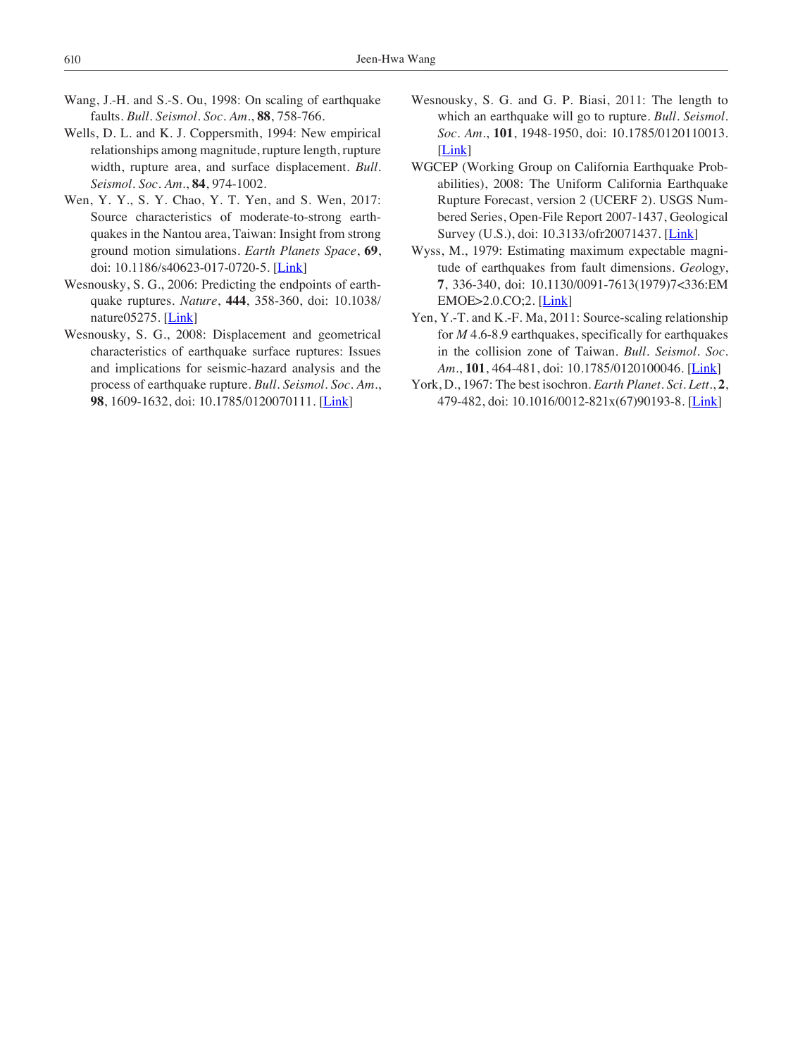Wang, J.-H. and S.-S. Ou, 1998: On scaling of earthquake faults. *Bull. Seismol. Soc. Am.*, **88**, 758-766.

Wells, D. L. and K. J. Coppersmith, 1994: New empirical relationships among magnitude, rupture length, rupture width, rupture area, and surface displacement. *Bull. Seismol. Soc. Am.*, **84**, 974-1002.

Wen, Y. Y., S. Y. Chao, Y. T. Yen, and S. Wen, 2017: Source characteristics of moderate-to-strong earthquakes in the Nantou area, Taiwan: Insight from strong ground motion simulations. *Earth Planets Space*, **69**, doi: 10.1186/s40623-017-0720-5. [Link]

Wesnousky, S. G., 2006: Predicting the endpoints of earthquake ruptures. *Nature*, **444**, 358-360, doi: 10.1038/nature05275. [Link]

Wesnousky, S. G., 2008: Displacement and geometrical characteristics of earthquake surface ruptures: Issues and implications for seismic-hazard analysis and the process of earthquake rupture. *Bull. Seismol. Soc. Am.*, **98**, 1609-1632, doi: 10.1785/0120070111. [Link]

Wesnousky, S. G. and G. P. Biasi, 2011: The length to which an earthquake will go to rupture. *Bull. Seismol. Soc. Am.*, **101**, 1948-1950, doi: 10.1785/0120110013. [Link]

WGCEP (Working Group on California Earthquake Probabilities), 2008: The Uniform California Earthquake Rupture Forecast, version 2 (UCERF 2). USGS Numbered Series, Open-File Report 2007-1437, Geological Survey (U.S.), doi: 10.3133/ofr20071437. [Link]

Wyss, M., 1979: Estimating maximum expectable magnitude of earthquakes from fault dimensions. *Geology*, **7**, 336-340, doi: 10.1130/0091-7613(1979)7<336:EMEMOE>2.0.CO;2. [Link]

Yen, Y.-T. and K.-F. Ma, 2011: Source-scaling relationship for *M* 4.6-8.9 earthquakes, specifically for earthquakes in the collision zone of Taiwan. *Bull. Seismol. Soc. Am.*, **101**, 464-481, doi: 10.1785/0120100046. [Link]

York, D., 1967: The best isochron. *Earth Planet. Sci. Lett.*, **2**, 479-482, doi: 10.1016/0012-821x(67)90193-8. [Link]